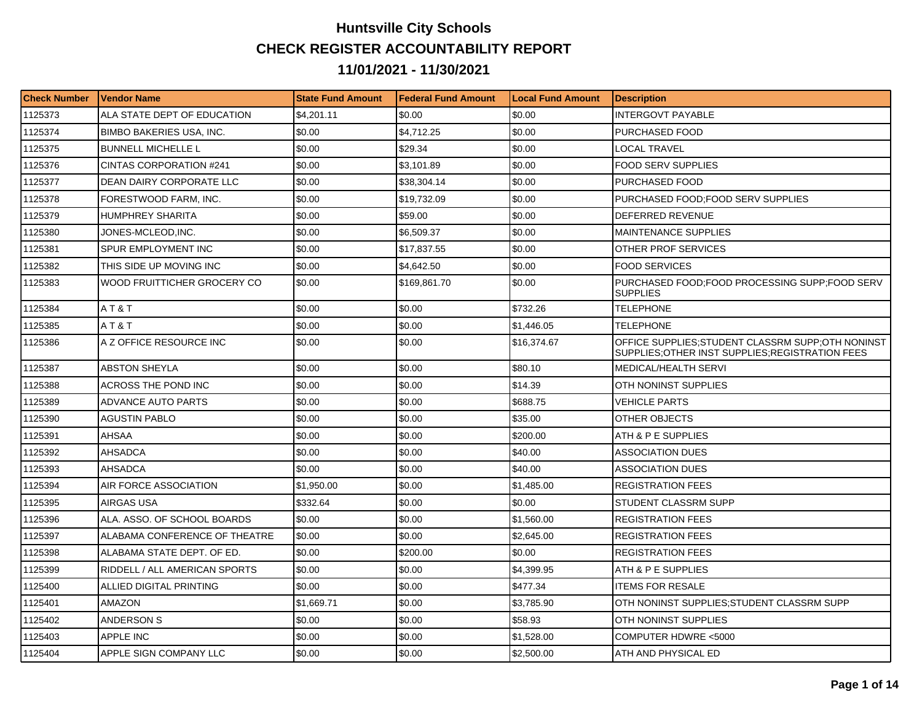# Huntsville City Schools

## CHECK REGISTER ACCOUNTABILITY REPORT

## 11/01/2021 - 11/30/2021

| Check Number | Vendor Name | State Fund Amount | Federal Fund Amount | Local Fund Amount | Description |
|---|---|---|---|---|---|
| 1125373 | ALA STATE DEPT OF EDUCATION | $4,201.11 | $0.00 | $0.00 | INTERGOVT PAYABLE |
| 1125374 | BIMBO BAKERIES USA, INC. | $0.00 | $4,712.25 | $0.00 | PURCHASED FOOD |
| 1125375 | BUNNELL MICHELLE L | $0.00 | $29.34 | $0.00 | LOCAL TRAVEL |
| 1125376 | CINTAS CORPORATION #241 | $0.00 | $3,101.89 | $0.00 | FOOD SERV SUPPLIES |
| 1125377 | DEAN DAIRY CORPORATE LLC | $0.00 | $38,304.14 | $0.00 | PURCHASED FOOD |
| 1125378 | FORESTWOOD FARM, INC. | $0.00 | $19,732.09 | $0.00 | PURCHASED FOOD;FOOD SERV SUPPLIES |
| 1125379 | HUMPHREY SHARITA | $0.00 | $59.00 | $0.00 | DEFERRED REVENUE |
| 1125380 | JONES-MCLEOD,INC. | $0.00 | $6,509.37 | $0.00 | MAINTENANCE SUPPLIES |
| 1125381 | SPUR EMPLOYMENT INC | $0.00 | $17,837.55 | $0.00 | OTHER PROF SERVICES |
| 1125382 | THIS SIDE UP MOVING INC | $0.00 | $4,642.50 | $0.00 | FOOD SERVICES |
| 1125383 | WOOD FRUITTICHER GROCERY CO | $0.00 | $169,861.70 | $0.00 | PURCHASED FOOD;FOOD PROCESSING SUPP;FOOD SERV SUPPLIES |
| 1125384 | A T & T | $0.00 | $0.00 | $732.26 | TELEPHONE |
| 1125385 | A T & T | $0.00 | $0.00 | $1,446.05 | TELEPHONE |
| 1125386 | A Z OFFICE RESOURCE INC | $0.00 | $0.00 | $16,374.67 | OFFICE SUPPLIES;STUDENT CLASSRM SUPP;OTH NONINST SUPPLIES;OTHER INST SUPPLIES;REGISTRATION FEES |
| 1125387 | ABSTON SHEYLA | $0.00 | $0.00 | $80.10 | MEDICAL/HEALTH SERVI |
| 1125388 | ACROSS THE POND INC | $0.00 | $0.00 | $14.39 | OTH NONINST SUPPLIES |
| 1125389 | ADVANCE AUTO PARTS | $0.00 | $0.00 | $688.75 | VEHICLE PARTS |
| 1125390 | AGUSTIN PABLO | $0.00 | $0.00 | $35.00 | OTHER OBJECTS |
| 1125391 | AHSAA | $0.00 | $0.00 | $200.00 | ATH & P E SUPPLIES |
| 1125392 | AHSADCA | $0.00 | $0.00 | $40.00 | ASSOCIATION DUES |
| 1125393 | AHSADCA | $0.00 | $0.00 | $40.00 | ASSOCIATION DUES |
| 1125394 | AIR FORCE ASSOCIATION | $1,950.00 | $0.00 | $1,485.00 | REGISTRATION FEES |
| 1125395 | AIRGAS USA | $332.64 | $0.00 | $0.00 | STUDENT CLASSRM SUPP |
| 1125396 | ALA. ASSO. OF SCHOOL BOARDS | $0.00 | $0.00 | $1,560.00 | REGISTRATION FEES |
| 1125397 | ALABAMA CONFERENCE OF THEATRE | $0.00 | $0.00 | $2,645.00 | REGISTRATION FEES |
| 1125398 | ALABAMA STATE DEPT. OF ED. | $0.00 | $200.00 | $0.00 | REGISTRATION FEES |
| 1125399 | RIDDELL / ALL AMERICAN SPORTS | $0.00 | $0.00 | $4,399.95 | ATH & P E SUPPLIES |
| 1125400 | ALLIED DIGITAL PRINTING | $0.00 | $0.00 | $477.34 | ITEMS FOR RESALE |
| 1125401 | AMAZON | $1,669.71 | $0.00 | $3,785.90 | OTH NONINST SUPPLIES;STUDENT CLASSRM SUPP |
| 1125402 | ANDERSON S | $0.00 | $0.00 | $58.93 | OTH NONINST SUPPLIES |
| 1125403 | APPLE INC | $0.00 | $0.00 | $1,528.00 | COMPUTER HDWRE <5000 |
| 1125404 | APPLE SIGN COMPANY LLC | $0.00 | $0.00 | $2,500.00 | ATH AND PHYSICAL ED |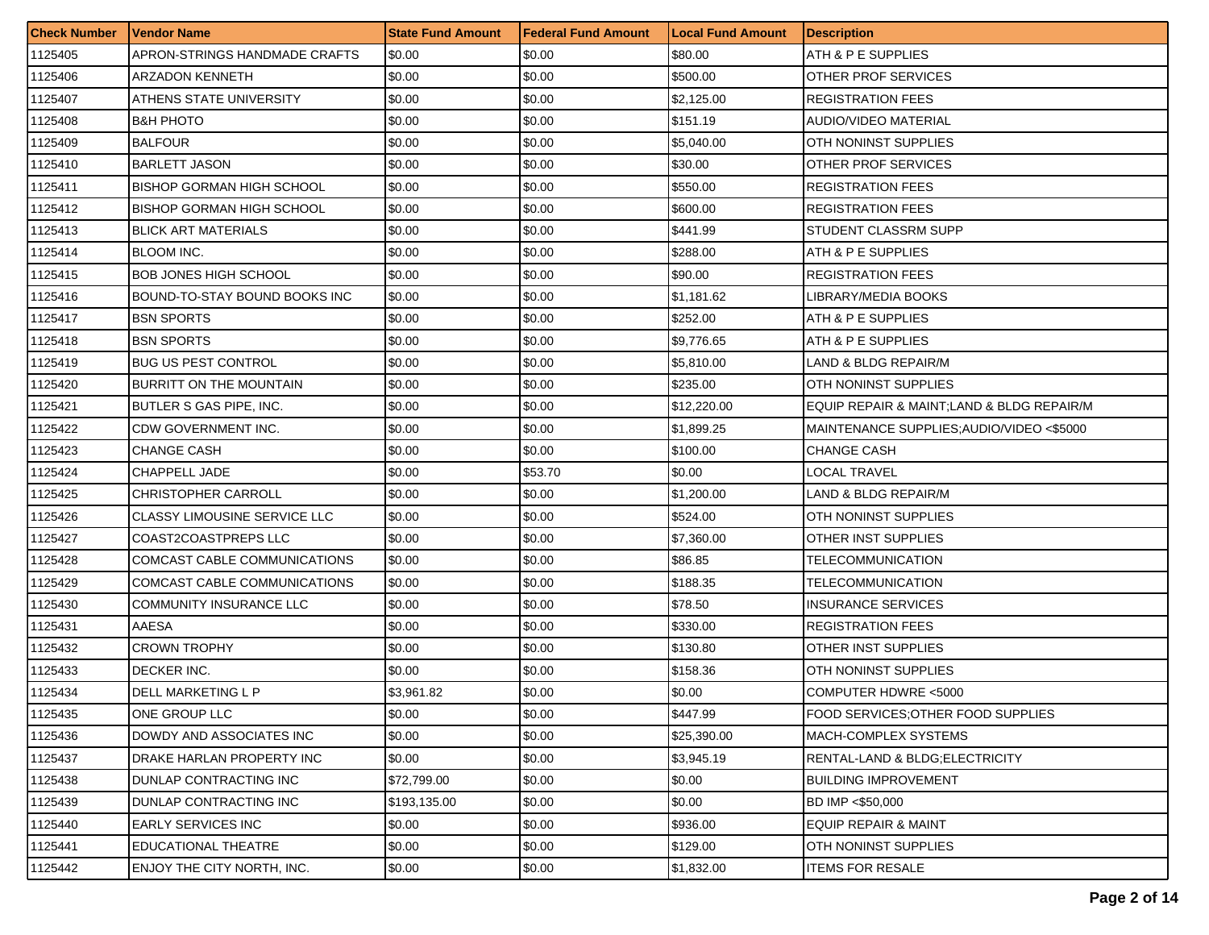| Check Number | Vendor Name | State Fund Amount | Federal Fund Amount | Local Fund Amount | Description |
|---|---|---|---|---|---|
| 1125405 | APRON-STRINGS HANDMADE CRAFTS | $0.00 | $0.00 | $80.00 | ATH & P E SUPPLIES |
| 1125406 | ARZADON KENNETH | $0.00 | $0.00 | $500.00 | OTHER PROF SERVICES |
| 1125407 | ATHENS STATE UNIVERSITY | $0.00 | $0.00 | $2,125.00 | REGISTRATION FEES |
| 1125408 | B&H PHOTO | $0.00 | $0.00 | $151.19 | AUDIO/VIDEO MATERIAL |
| 1125409 | BALFOUR | $0.00 | $0.00 | $5,040.00 | OTH NONINST SUPPLIES |
| 1125410 | BARLETT JASON | $0.00 | $0.00 | $30.00 | OTHER PROF SERVICES |
| 1125411 | BISHOP GORMAN HIGH SCHOOL | $0.00 | $0.00 | $550.00 | REGISTRATION FEES |
| 1125412 | BISHOP GORMAN HIGH SCHOOL | $0.00 | $0.00 | $600.00 | REGISTRATION FEES |
| 1125413 | BLICK ART MATERIALS | $0.00 | $0.00 | $441.99 | STUDENT CLASSRM SUPP |
| 1125414 | BLOOM INC. | $0.00 | $0.00 | $288.00 | ATH & P E SUPPLIES |
| 1125415 | BOB JONES HIGH SCHOOL | $0.00 | $0.00 | $90.00 | REGISTRATION FEES |
| 1125416 | BOUND-TO-STAY BOUND BOOKS INC | $0.00 | $0.00 | $1,181.62 | LIBRARY/MEDIA BOOKS |
| 1125417 | BSN SPORTS | $0.00 | $0.00 | $252.00 | ATH & P E SUPPLIES |
| 1125418 | BSN SPORTS | $0.00 | $0.00 | $9,776.65 | ATH & P E SUPPLIES |
| 1125419 | BUG US PEST CONTROL | $0.00 | $0.00 | $5,810.00 | LAND & BLDG REPAIR/M |
| 1125420 | BURRITT ON THE MOUNTAIN | $0.00 | $0.00 | $235.00 | OTH NONINST SUPPLIES |
| 1125421 | BUTLER S GAS PIPE, INC. | $0.00 | $0.00 | $12,220.00 | EQUIP REPAIR & MAINT;LAND & BLDG REPAIR/M |
| 1125422 | CDW GOVERNMENT INC. | $0.00 | $0.00 | $1,899.25 | MAINTENANCE SUPPLIES;AUDIO/VIDEO <$5000 |
| 1125423 | CHANGE CASH | $0.00 | $0.00 | $100.00 | CHANGE CASH |
| 1125424 | CHAPPELL JADE | $0.00 | $53.70 | $0.00 | LOCAL TRAVEL |
| 1125425 | CHRISTOPHER CARROLL | $0.00 | $0.00 | $1,200.00 | LAND & BLDG REPAIR/M |
| 1125426 | CLASSY LIMOUSINE SERVICE LLC | $0.00 | $0.00 | $524.00 | OTH NONINST SUPPLIES |
| 1125427 | COAST2COASTPREPS LLC | $0.00 | $0.00 | $7,360.00 | OTHER INST SUPPLIES |
| 1125428 | COMCAST CABLE COMMUNICATIONS | $0.00 | $0.00 | $86.85 | TELECOMMUNICATION |
| 1125429 | COMCAST CABLE COMMUNICATIONS | $0.00 | $0.00 | $188.35 | TELECOMMUNICATION |
| 1125430 | COMMUNITY INSURANCE LLC | $0.00 | $0.00 | $78.50 | INSURANCE SERVICES |
| 1125431 | AAESA | $0.00 | $0.00 | $330.00 | REGISTRATION FEES |
| 1125432 | CROWN TROPHY | $0.00 | $0.00 | $130.80 | OTHER INST SUPPLIES |
| 1125433 | DECKER INC. | $0.00 | $0.00 | $158.36 | OTH NONINST SUPPLIES |
| 1125434 | DELL MARKETING L P | $3,961.82 | $0.00 | $0.00 | COMPUTER HDWRE <5000 |
| 1125435 | ONE GROUP LLC | $0.00 | $0.00 | $447.99 | FOOD SERVICES;OTHER FOOD SUPPLIES |
| 1125436 | DOWDY AND ASSOCIATES INC | $0.00 | $0.00 | $25,390.00 | MACH-COMPLEX SYSTEMS |
| 1125437 | DRAKE HARLAN PROPERTY INC | $0.00 | $0.00 | $3,945.19 | RENTAL-LAND & BLDG;ELECTRICITY |
| 1125438 | DUNLAP CONTRACTING INC | $72,799.00 | $0.00 | $0.00 | BUILDING IMPROVEMENT |
| 1125439 | DUNLAP CONTRACTING INC | $193,135.00 | $0.00 | $0.00 | BD IMP <$50,000 |
| 1125440 | EARLY SERVICES INC | $0.00 | $0.00 | $936.00 | EQUIP REPAIR & MAINT |
| 1125441 | EDUCATIONAL THEATRE | $0.00 | $0.00 | $129.00 | OTH NONINST SUPPLIES |
| 1125442 | ENJOY THE CITY NORTH, INC. | $0.00 | $0.00 | $1,832.00 | ITEMS FOR RESALE |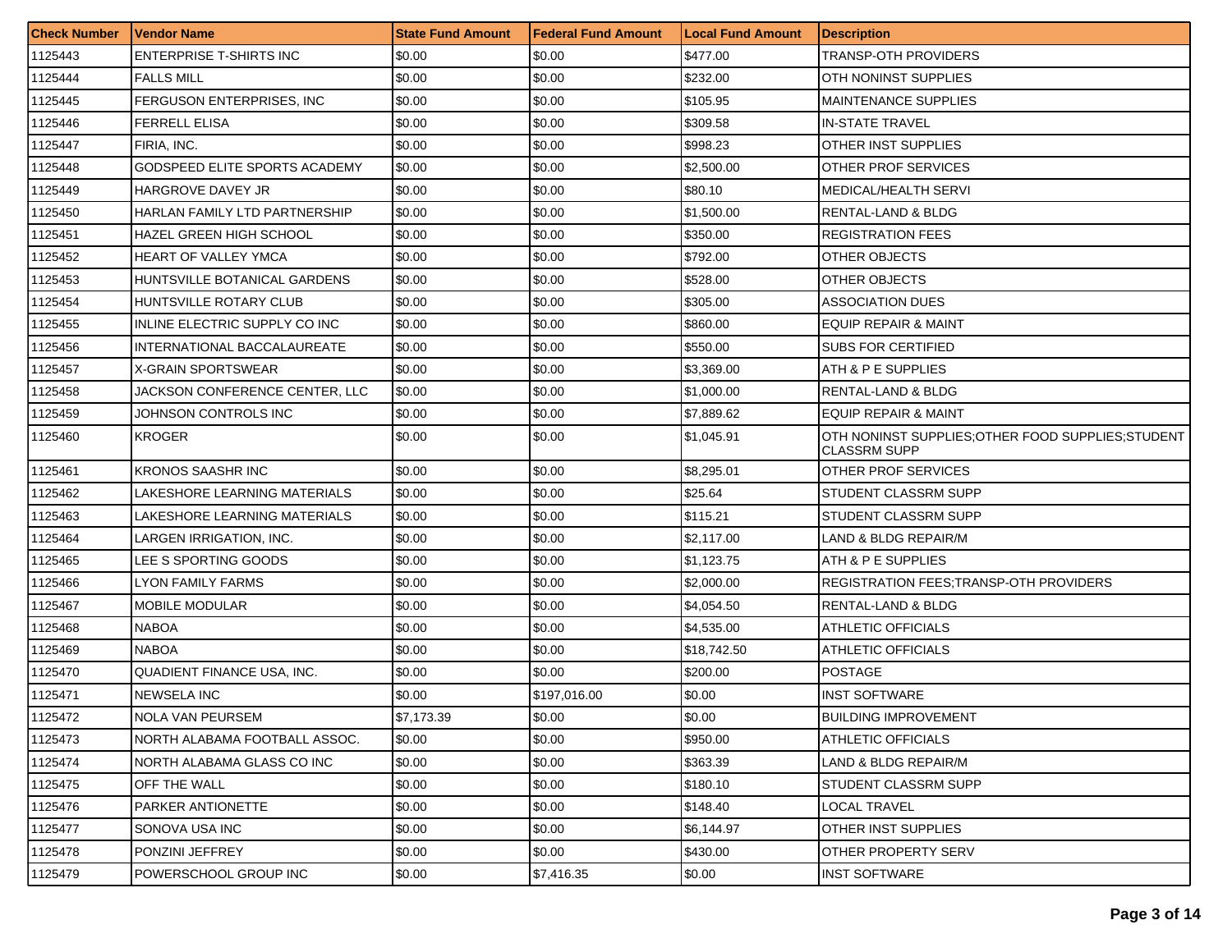| Check Number | Vendor Name | State Fund Amount | Federal Fund Amount | Local Fund Amount | Description |
| --- | --- | --- | --- | --- | --- |
| 1125443 | ENTERPRISE T-SHIRTS INC | $0.00 | $0.00 | $477.00 | TRANSP-OTH PROVIDERS |
| 1125444 | FALLS MILL | $0.00 | $0.00 | $232.00 | OTH NONINST SUPPLIES |
| 1125445 | FERGUSON ENTERPRISES, INC | $0.00 | $0.00 | $105.95 | MAINTENANCE SUPPLIES |
| 1125446 | FERRELL ELISA | $0.00 | $0.00 | $309.58 | IN-STATE TRAVEL |
| 1125447 | FIRIA, INC. | $0.00 | $0.00 | $998.23 | OTHER INST SUPPLIES |
| 1125448 | GODSPEED ELITE SPORTS ACADEMY | $0.00 | $0.00 | $2,500.00 | OTHER PROF SERVICES |
| 1125449 | HARGROVE DAVEY JR | $0.00 | $0.00 | $80.10 | MEDICAL/HEALTH SERVI |
| 1125450 | HARLAN FAMILY LTD PARTNERSHIP | $0.00 | $0.00 | $1,500.00 | RENTAL-LAND & BLDG |
| 1125451 | HAZEL GREEN HIGH SCHOOL | $0.00 | $0.00 | $350.00 | REGISTRATION FEES |
| 1125452 | HEART OF VALLEY YMCA | $0.00 | $0.00 | $792.00 | OTHER OBJECTS |
| 1125453 | HUNTSVILLE BOTANICAL GARDENS | $0.00 | $0.00 | $528.00 | OTHER OBJECTS |
| 1125454 | HUNTSVILLE ROTARY CLUB | $0.00 | $0.00 | $305.00 | ASSOCIATION DUES |
| 1125455 | INLINE ELECTRIC SUPPLY CO INC | $0.00 | $0.00 | $860.00 | EQUIP REPAIR & MAINT |
| 1125456 | INTERNATIONAL BACCALAUREATE | $0.00 | $0.00 | $550.00 | SUBS FOR CERTIFIED |
| 1125457 | X-GRAIN SPORTSWEAR | $0.00 | $0.00 | $3,369.00 | ATH & P E SUPPLIES |
| 1125458 | JACKSON CONFERENCE CENTER, LLC | $0.00 | $0.00 | $1,000.00 | RENTAL-LAND & BLDG |
| 1125459 | JOHNSON CONTROLS INC | $0.00 | $0.00 | $7,889.62 | EQUIP REPAIR & MAINT |
| 1125460 | KROGER | $0.00 | $0.00 | $1,045.91 | OTH NONINST SUPPLIES;OTHER FOOD SUPPLIES;STUDENT CLASSRM SUPP |
| 1125461 | KRONOS SAASHR INC | $0.00 | $0.00 | $8,295.01 | OTHER PROF SERVICES |
| 1125462 | LAKESHORE LEARNING MATERIALS | $0.00 | $0.00 | $25.64 | STUDENT CLASSRM SUPP |
| 1125463 | LAKESHORE LEARNING MATERIALS | $0.00 | $0.00 | $115.21 | STUDENT CLASSRM SUPP |
| 1125464 | LARGEN IRRIGATION, INC. | $0.00 | $0.00 | $2,117.00 | LAND & BLDG REPAIR/M |
| 1125465 | LEE S SPORTING GOODS | $0.00 | $0.00 | $1,123.75 | ATH & P E SUPPLIES |
| 1125466 | LYON FAMILY FARMS | $0.00 | $0.00 | $2,000.00 | REGISTRATION FEES;TRANSP-OTH PROVIDERS |
| 1125467 | MOBILE MODULAR | $0.00 | $0.00 | $4,054.50 | RENTAL-LAND & BLDG |
| 1125468 | NABOA | $0.00 | $0.00 | $4,535.00 | ATHLETIC OFFICIALS |
| 1125469 | NABOA | $0.00 | $0.00 | $18,742.50 | ATHLETIC OFFICIALS |
| 1125470 | QUADIENT FINANCE USA, INC. | $0.00 | $0.00 | $200.00 | POSTAGE |
| 1125471 | NEWSELA INC | $0.00 | $197,016.00 | $0.00 | INST SOFTWARE |
| 1125472 | NOLA VAN PEURSEM | $7,173.39 | $0.00 | $0.00 | BUILDING IMPROVEMENT |
| 1125473 | NORTH ALABAMA FOOTBALL ASSOC. | $0.00 | $0.00 | $950.00 | ATHLETIC OFFICIALS |
| 1125474 | NORTH ALABAMA GLASS CO INC | $0.00 | $0.00 | $363.39 | LAND & BLDG REPAIR/M |
| 1125475 | OFF THE WALL | $0.00 | $0.00 | $180.10 | STUDENT CLASSRM SUPP |
| 1125476 | PARKER ANTIONETTE | $0.00 | $0.00 | $148.40 | LOCAL TRAVEL |
| 1125477 | SONOVA USA INC | $0.00 | $0.00 | $6,144.97 | OTHER INST SUPPLIES |
| 1125478 | PONZINI JEFFREY | $0.00 | $0.00 | $430.00 | OTHER PROPERTY SERV |
| 1125479 | POWERSCHOOL GROUP INC | $0.00 | $7,416.35 | $0.00 | INST SOFTWARE |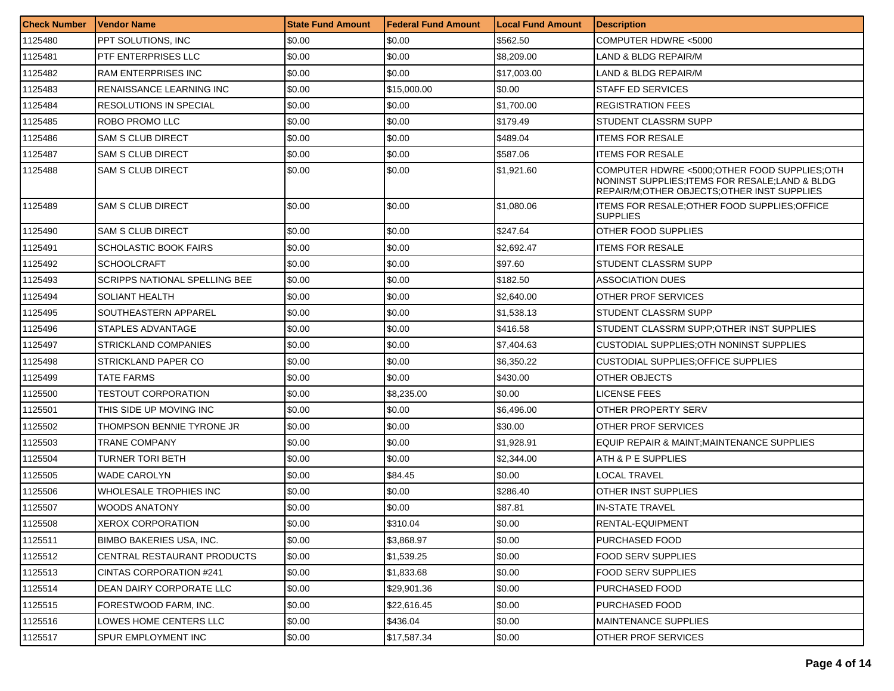| Check Number | Vendor Name | State Fund Amount | Federal Fund Amount | Local Fund Amount | Description |
|---|---|---|---|---|---|
| 1125480 | PPT SOLUTIONS, INC | $0.00 | $0.00 | $562.50 | COMPUTER HDWRE <5000 |
| 1125481 | PTF ENTERPRISES LLC | $0.00 | $0.00 | $8,209.00 | LAND & BLDG REPAIR/M |
| 1125482 | RAM ENTERPRISES INC | $0.00 | $0.00 | $17,003.00 | LAND & BLDG REPAIR/M |
| 1125483 | RENAISSANCE LEARNING INC | $0.00 | $15,000.00 | $0.00 | STAFF ED SERVICES |
| 1125484 | RESOLUTIONS IN SPECIAL | $0.00 | $0.00 | $1,700.00 | REGISTRATION FEES |
| 1125485 | ROBO PROMO LLC | $0.00 | $0.00 | $179.49 | STUDENT CLASSRM SUPP |
| 1125486 | SAM S CLUB DIRECT | $0.00 | $0.00 | $489.04 | ITEMS FOR RESALE |
| 1125487 | SAM S CLUB DIRECT | $0.00 | $0.00 | $587.06 | ITEMS FOR RESALE |
| 1125488 | SAM S CLUB DIRECT | $0.00 | $0.00 | $1,921.60 | COMPUTER HDWRE <5000;OTHER FOOD SUPPLIES;OTH NONINST SUPPLIES;ITEMS FOR RESALE;LAND & BLDG REPAIR/M;OTHER OBJECTS;OTHER INST SUPPLIES |
| 1125489 | SAM S CLUB DIRECT | $0.00 | $0.00 | $1,080.06 | ITEMS FOR RESALE;OTHER FOOD SUPPLIES;OFFICE SUPPLIES |
| 1125490 | SAM S CLUB DIRECT | $0.00 | $0.00 | $247.64 | OTHER FOOD SUPPLIES |
| 1125491 | SCHOLASTIC BOOK FAIRS | $0.00 | $0.00 | $2,692.47 | ITEMS FOR RESALE |
| 1125492 | SCHOOLCRAFT | $0.00 | $0.00 | $97.60 | STUDENT CLASSRM SUPP |
| 1125493 | SCRIPPS NATIONAL SPELLING BEE | $0.00 | $0.00 | $182.50 | ASSOCIATION DUES |
| 1125494 | SOLIANT HEALTH | $0.00 | $0.00 | $2,640.00 | OTHER PROF SERVICES |
| 1125495 | SOUTHEASTERN APPAREL | $0.00 | $0.00 | $1,538.13 | STUDENT CLASSRM SUPP |
| 1125496 | STAPLES ADVANTAGE | $0.00 | $0.00 | $416.58 | STUDENT CLASSRM SUPP;OTHER INST SUPPLIES |
| 1125497 | STRICKLAND COMPANIES | $0.00 | $0.00 | $7,404.63 | CUSTODIAL SUPPLIES;OTH NONINST SUPPLIES |
| 1125498 | STRICKLAND PAPER CO | $0.00 | $0.00 | $6,350.22 | CUSTODIAL SUPPLIES;OFFICE SUPPLIES |
| 1125499 | TATE FARMS | $0.00 | $0.00 | $430.00 | OTHER OBJECTS |
| 1125500 | TESTOUT CORPORATION | $0.00 | $8,235.00 | $0.00 | LICENSE FEES |
| 1125501 | THIS SIDE UP MOVING INC | $0.00 | $0.00 | $6,496.00 | OTHER PROPERTY SERV |
| 1125502 | THOMPSON BENNIE TYRONE JR | $0.00 | $0.00 | $30.00 | OTHER PROF SERVICES |
| 1125503 | TRANE COMPANY | $0.00 | $0.00 | $1,928.91 | EQUIP REPAIR & MAINT;MAINTENANCE SUPPLIES |
| 1125504 | TURNER TORI BETH | $0.00 | $0.00 | $2,344.00 | ATH & P E SUPPLIES |
| 1125505 | WADE CAROLYN | $0.00 | $84.45 | $0.00 | LOCAL TRAVEL |
| 1125506 | WHOLESALE TROPHIES INC | $0.00 | $0.00 | $286.40 | OTHER INST SUPPLIES |
| 1125507 | WOODS ANATONY | $0.00 | $0.00 | $87.81 | IN-STATE TRAVEL |
| 1125508 | XEROX CORPORATION | $0.00 | $310.04 | $0.00 | RENTAL-EQUIPMENT |
| 1125511 | BIMBO BAKERIES USA, INC. | $0.00 | $3,868.97 | $0.00 | PURCHASED FOOD |
| 1125512 | CENTRAL RESTAURANT PRODUCTS | $0.00 | $1,539.25 | $0.00 | FOOD SERV SUPPLIES |
| 1125513 | CINTAS CORPORATION #241 | $0.00 | $1,833.68 | $0.00 | FOOD SERV SUPPLIES |
| 1125514 | DEAN DAIRY CORPORATE LLC | $0.00 | $29,901.36 | $0.00 | PURCHASED FOOD |
| 1125515 | FORESTWOOD FARM, INC. | $0.00 | $22,616.45 | $0.00 | PURCHASED FOOD |
| 1125516 | LOWES HOME CENTERS LLC | $0.00 | $436.04 | $0.00 | MAINTENANCE SUPPLIES |
| 1125517 | SPUR EMPLOYMENT INC | $0.00 | $17,587.34 | $0.00 | OTHER PROF SERVICES |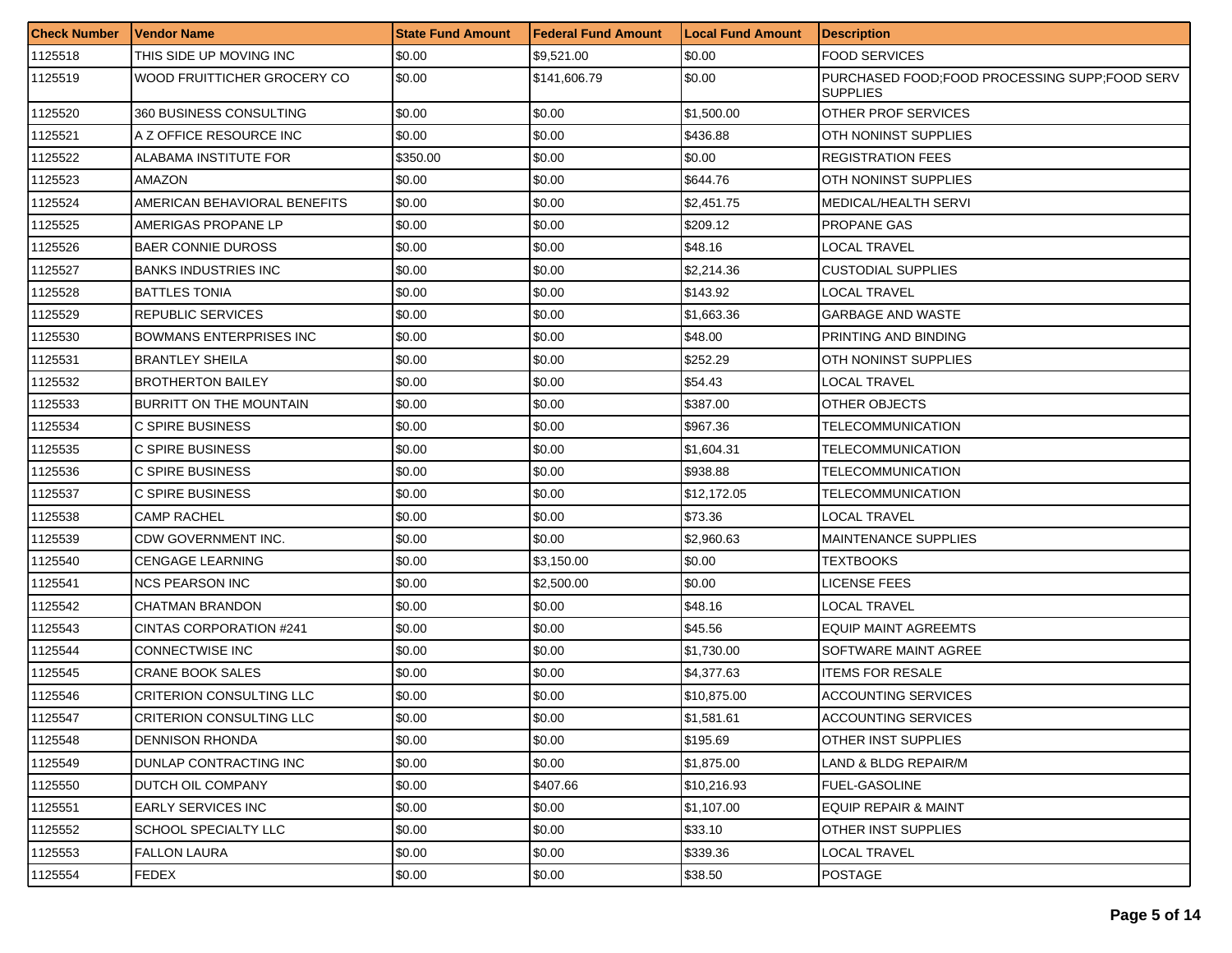| Check Number | Vendor Name | State Fund Amount | Federal Fund Amount | Local Fund Amount | Description |
|---|---|---|---|---|---|
| 1125518 | THIS SIDE UP MOVING INC | $0.00 | $9,521.00 | $0.00 | FOOD SERVICES |
| 1125519 | WOOD FRUITTICHER GROCERY CO | $0.00 | $141,606.79 | $0.00 | PURCHASED FOOD;FOOD PROCESSING SUPP;FOOD SERV SUPPLIES |
| 1125520 | 360 BUSINESS CONSULTING | $0.00 | $0.00 | $1,500.00 | OTHER PROF SERVICES |
| 1125521 | A Z OFFICE RESOURCE INC | $0.00 | $0.00 | $436.88 | OTH NONINST SUPPLIES |
| 1125522 | ALABAMA INSTITUTE FOR | $350.00 | $0.00 | $0.00 | REGISTRATION FEES |
| 1125523 | AMAZON | $0.00 | $0.00 | $644.76 | OTH NONINST SUPPLIES |
| 1125524 | AMERICAN BEHAVIORAL BENEFITS | $0.00 | $0.00 | $2,451.75 | MEDICAL/HEALTH SERVI |
| 1125525 | AMERIGAS PROPANE LP | $0.00 | $0.00 | $209.12 | PROPANE GAS |
| 1125526 | BAER CONNIE DUROSS | $0.00 | $0.00 | $48.16 | LOCAL TRAVEL |
| 1125527 | BANKS INDUSTRIES INC | $0.00 | $0.00 | $2,214.36 | CUSTODIAL SUPPLIES |
| 1125528 | BATTLES TONIA | $0.00 | $0.00 | $143.92 | LOCAL TRAVEL |
| 1125529 | REPUBLIC SERVICES | $0.00 | $0.00 | $1,663.36 | GARBAGE AND WASTE |
| 1125530 | BOWMANS ENTERPRISES INC | $0.00 | $0.00 | $48.00 | PRINTING AND BINDING |
| 1125531 | BRANTLEY SHEILA | $0.00 | $0.00 | $252.29 | OTH NONINST SUPPLIES |
| 1125532 | BROTHERTON BAILEY | $0.00 | $0.00 | $54.43 | LOCAL TRAVEL |
| 1125533 | BURRITT ON THE MOUNTAIN | $0.00 | $0.00 | $387.00 | OTHER OBJECTS |
| 1125534 | C SPIRE BUSINESS | $0.00 | $0.00 | $967.36 | TELECOMMUNICATION |
| 1125535 | C SPIRE BUSINESS | $0.00 | $0.00 | $1,604.31 | TELECOMMUNICATION |
| 1125536 | C SPIRE BUSINESS | $0.00 | $0.00 | $938.88 | TELECOMMUNICATION |
| 1125537 | C SPIRE BUSINESS | $0.00 | $0.00 | $12,172.05 | TELECOMMUNICATION |
| 1125538 | CAMP RACHEL | $0.00 | $0.00 | $73.36 | LOCAL TRAVEL |
| 1125539 | CDW GOVERNMENT INC. | $0.00 | $0.00 | $2,960.63 | MAINTENANCE SUPPLIES |
| 1125540 | CENGAGE LEARNING | $0.00 | $3,150.00 | $0.00 | TEXTBOOKS |
| 1125541 | NCS PEARSON INC | $0.00 | $2,500.00 | $0.00 | LICENSE FEES |
| 1125542 | CHATMAN BRANDON | $0.00 | $0.00 | $48.16 | LOCAL TRAVEL |
| 1125543 | CINTAS CORPORATION #241 | $0.00 | $0.00 | $45.56 | EQUIP MAINT AGREEMTS |
| 1125544 | CONNECTWISE INC | $0.00 | $0.00 | $1,730.00 | SOFTWARE MAINT AGREE |
| 1125545 | CRANE BOOK SALES | $0.00 | $0.00 | $4,377.63 | ITEMS FOR RESALE |
| 1125546 | CRITERION CONSULTING LLC | $0.00 | $0.00 | $10,875.00 | ACCOUNTING SERVICES |
| 1125547 | CRITERION CONSULTING LLC | $0.00 | $0.00 | $1,581.61 | ACCOUNTING SERVICES |
| 1125548 | DENNISON RHONDA | $0.00 | $0.00 | $195.69 | OTHER INST SUPPLIES |
| 1125549 | DUNLAP CONTRACTING INC | $0.00 | $0.00 | $1,875.00 | LAND & BLDG REPAIR/M |
| 1125550 | DUTCH OIL COMPANY | $0.00 | $407.66 | $10,216.93 | FUEL-GASOLINE |
| 1125551 | EARLY SERVICES INC | $0.00 | $0.00 | $1,107.00 | EQUIP REPAIR & MAINT |
| 1125552 | SCHOOL SPECIALTY LLC | $0.00 | $0.00 | $33.10 | OTHER INST SUPPLIES |
| 1125553 | FALLON LAURA | $0.00 | $0.00 | $339.36 | LOCAL TRAVEL |
| 1125554 | FEDEX | $0.00 | $0.00 | $38.50 | POSTAGE |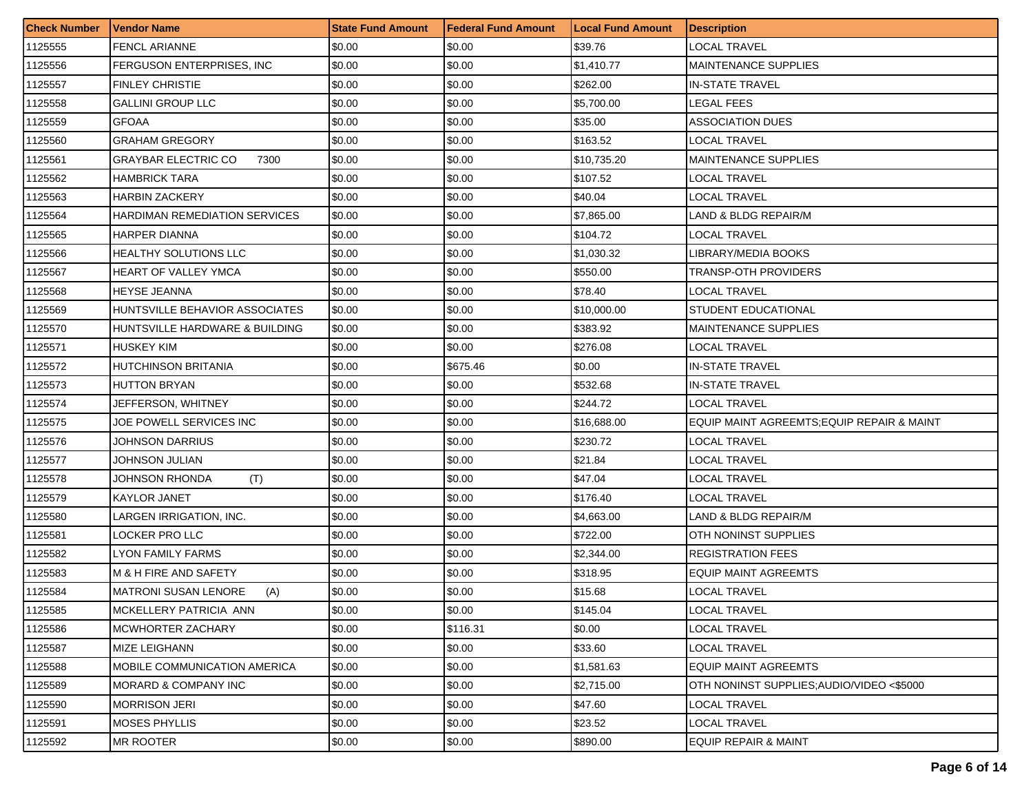| Check Number | Vendor Name | State Fund Amount | Federal Fund Amount | Local Fund Amount | Description |
|---|---|---|---|---|---|
| 1125555 | FENCL ARIANNE | $0.00 | $0.00 | $39.76 | LOCAL TRAVEL |
| 1125556 | FERGUSON ENTERPRISES, INC | $0.00 | $0.00 | $1,410.77 | MAINTENANCE SUPPLIES |
| 1125557 | FINLEY CHRISTIE | $0.00 | $0.00 | $262.00 | IN-STATE TRAVEL |
| 1125558 | GALLINI GROUP LLC | $0.00 | $0.00 | $5,700.00 | LEGAL FEES |
| 1125559 | GFOAA | $0.00 | $0.00 | $35.00 | ASSOCIATION DUES |
| 1125560 | GRAHAM GREGORY | $0.00 | $0.00 | $163.52 | LOCAL TRAVEL |
| 1125561 | GRAYBAR ELECTRIC CO 7300 | $0.00 | $0.00 | $10,735.20 | MAINTENANCE SUPPLIES |
| 1125562 | HAMBRICK TARA | $0.00 | $0.00 | $107.52 | LOCAL TRAVEL |
| 1125563 | HARBIN ZACKERY | $0.00 | $0.00 | $40.04 | LOCAL TRAVEL |
| 1125564 | HARDIMAN REMEDIATION SERVICES | $0.00 | $0.00 | $7,865.00 | LAND & BLDG REPAIR/M |
| 1125565 | HARPER DIANNA | $0.00 | $0.00 | $104.72 | LOCAL TRAVEL |
| 1125566 | HEALTHY SOLUTIONS LLC | $0.00 | $0.00 | $1,030.32 | LIBRARY/MEDIA BOOKS |
| 1125567 | HEART OF VALLEY YMCA | $0.00 | $0.00 | $550.00 | TRANSP-OTH PROVIDERS |
| 1125568 | HEYSE JEANNA | $0.00 | $0.00 | $78.40 | LOCAL TRAVEL |
| 1125569 | HUNTSVILLE BEHAVIOR ASSOCIATES | $0.00 | $0.00 | $10,000.00 | STUDENT EDUCATIONAL |
| 1125570 | HUNTSVILLE HARDWARE & BUILDING | $0.00 | $0.00 | $383.92 | MAINTENANCE SUPPLIES |
| 1125571 | HUSKEY KIM | $0.00 | $0.00 | $276.08 | LOCAL TRAVEL |
| 1125572 | HUTCHINSON BRITANIA | $0.00 | $675.46 | $0.00 | IN-STATE TRAVEL |
| 1125573 | HUTTON BRYAN | $0.00 | $0.00 | $532.68 | IN-STATE TRAVEL |
| 1125574 | JEFFERSON, WHITNEY | $0.00 | $0.00 | $244.72 | LOCAL TRAVEL |
| 1125575 | JOE POWELL SERVICES INC | $0.00 | $0.00 | $16,688.00 | EQUIP MAINT AGREEMTS;EQUIP REPAIR & MAINT |
| 1125576 | JOHNSON DARRIUS | $0.00 | $0.00 | $230.72 | LOCAL TRAVEL |
| 1125577 | JOHNSON JULIAN | $0.00 | $0.00 | $21.84 | LOCAL TRAVEL |
| 1125578 | JOHNSON RHONDA (T) | $0.00 | $0.00 | $47.04 | LOCAL TRAVEL |
| 1125579 | KAYLOR JANET | $0.00 | $0.00 | $176.40 | LOCAL TRAVEL |
| 1125580 | LARGEN IRRIGATION, INC. | $0.00 | $0.00 | $4,663.00 | LAND & BLDG REPAIR/M |
| 1125581 | LOCKER PRO LLC | $0.00 | $0.00 | $722.00 | OTH NONINST SUPPLIES |
| 1125582 | LYON FAMILY FARMS | $0.00 | $0.00 | $2,344.00 | REGISTRATION FEES |
| 1125583 | M & H FIRE AND SAFETY | $0.00 | $0.00 | $318.95 | EQUIP MAINT AGREEMTS |
| 1125584 | MATRONI SUSAN LENORE (A) | $0.00 | $0.00 | $15.68 | LOCAL TRAVEL |
| 1125585 | MCKELLERY PATRICIA ANN | $0.00 | $0.00 | $145.04 | LOCAL TRAVEL |
| 1125586 | MCWHORTER ZACHARY | $0.00 | $116.31 | $0.00 | LOCAL TRAVEL |
| 1125587 | MIZE LEIGHANN | $0.00 | $0.00 | $33.60 | LOCAL TRAVEL |
| 1125588 | MOBILE COMMUNICATION AMERICA | $0.00 | $0.00 | $1,581.63 | EQUIP MAINT AGREEMTS |
| 1125589 | MORARD & COMPANY INC | $0.00 | $0.00 | $2,715.00 | OTH NONINST SUPPLIES;AUDIO/VIDEO <$5000 |
| 1125590 | MORRISON JERI | $0.00 | $0.00 | $47.60 | LOCAL TRAVEL |
| 1125591 | MOSES PHYLLIS | $0.00 | $0.00 | $23.52 | LOCAL TRAVEL |
| 1125592 | MR ROOTER | $0.00 | $0.00 | $890.00 | EQUIP REPAIR & MAINT |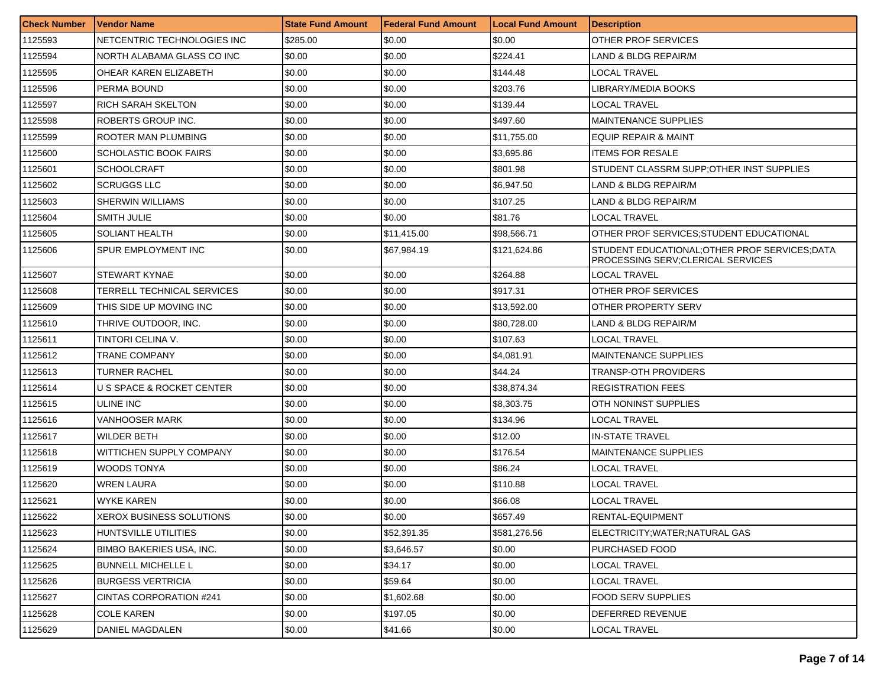| Check Number | Vendor Name | State Fund Amount | Federal Fund Amount | Local Fund Amount | Description |
|---|---|---|---|---|---|
| 1125593 | NETCENTRIC TECHNOLOGIES INC | $285.00 | $0.00 | $0.00 | OTHER PROF SERVICES |
| 1125594 | NORTH ALABAMA GLASS CO INC | $0.00 | $0.00 | $224.41 | LAND & BLDG REPAIR/M |
| 1125595 | OHEAR KAREN ELIZABETH | $0.00 | $0.00 | $144.48 | LOCAL TRAVEL |
| 1125596 | PERMA BOUND | $0.00 | $0.00 | $203.76 | LIBRARY/MEDIA BOOKS |
| 1125597 | RICH SARAH SKELTON | $0.00 | $0.00 | $139.44 | LOCAL TRAVEL |
| 1125598 | ROBERTS GROUP INC. | $0.00 | $0.00 | $497.60 | MAINTENANCE SUPPLIES |
| 1125599 | ROOTER MAN PLUMBING | $0.00 | $0.00 | $11,755.00 | EQUIP REPAIR & MAINT |
| 1125600 | SCHOLASTIC BOOK FAIRS | $0.00 | $0.00 | $3,695.86 | ITEMS FOR RESALE |
| 1125601 | SCHOOLCRAFT | $0.00 | $0.00 | $801.98 | STUDENT CLASSRM SUPP;OTHER INST SUPPLIES |
| 1125602 | SCRUGGS LLC | $0.00 | $0.00 | $6,947.50 | LAND & BLDG REPAIR/M |
| 1125603 | SHERWIN WILLIAMS | $0.00 | $0.00 | $107.25 | LAND & BLDG REPAIR/M |
| 1125604 | SMITH JULIE | $0.00 | $0.00 | $81.76 | LOCAL TRAVEL |
| 1125605 | SOLIANT HEALTH | $0.00 | $11,415.00 | $98,566.71 | OTHER PROF SERVICES;STUDENT EDUCATIONAL |
| 1125606 | SPUR EMPLOYMENT INC | $0.00 | $67,984.19 | $121,624.86 | STUDENT EDUCATIONAL;OTHER PROF SERVICES;DATA PROCESSING SERV;CLERICAL SERVICES |
| 1125607 | STEWART KYNAE | $0.00 | $0.00 | $264.88 | LOCAL TRAVEL |
| 1125608 | TERRELL TECHNICAL SERVICES | $0.00 | $0.00 | $917.31 | OTHER PROF SERVICES |
| 1125609 | THIS SIDE UP MOVING INC | $0.00 | $0.00 | $13,592.00 | OTHER PROPERTY SERV |
| 1125610 | THRIVE OUTDOOR, INC. | $0.00 | $0.00 | $80,728.00 | LAND & BLDG REPAIR/M |
| 1125611 | TINTORI CELINA V. | $0.00 | $0.00 | $107.63 | LOCAL TRAVEL |
| 1125612 | TRANE COMPANY | $0.00 | $0.00 | $4,081.91 | MAINTENANCE SUPPLIES |
| 1125613 | TURNER RACHEL | $0.00 | $0.00 | $44.24 | TRANSP-OTH PROVIDERS |
| 1125614 | U S SPACE & ROCKET CENTER | $0.00 | $0.00 | $38,874.34 | REGISTRATION FEES |
| 1125615 | ULINE INC | $0.00 | $0.00 | $8,303.75 | OTH NONINST SUPPLIES |
| 1125616 | VANHOOSER MARK | $0.00 | $0.00 | $134.96 | LOCAL TRAVEL |
| 1125617 | WILDER BETH | $0.00 | $0.00 | $12.00 | IN-STATE TRAVEL |
| 1125618 | WITTICHEN SUPPLY COMPANY | $0.00 | $0.00 | $176.54 | MAINTENANCE SUPPLIES |
| 1125619 | WOODS TONYA | $0.00 | $0.00 | $86.24 | LOCAL TRAVEL |
| 1125620 | WREN LAURA | $0.00 | $0.00 | $110.88 | LOCAL TRAVEL |
| 1125621 | WYKE KAREN | $0.00 | $0.00 | $66.08 | LOCAL TRAVEL |
| 1125622 | XEROX BUSINESS SOLUTIONS | $0.00 | $0.00 | $657.49 | RENTAL-EQUIPMENT |
| 1125623 | HUNTSVILLE UTILITIES | $0.00 | $52,391.35 | $581,276.56 | ELECTRICITY;WATER;NATURAL GAS |
| 1125624 | BIMBO BAKERIES USA, INC. | $0.00 | $3,646.57 | $0.00 | PURCHASED FOOD |
| 1125625 | BUNNELL MICHELLE L | $0.00 | $34.17 | $0.00 | LOCAL TRAVEL |
| 1125626 | BURGESS VERTRICIA | $0.00 | $59.64 | $0.00 | LOCAL TRAVEL |
| 1125627 | CINTAS CORPORATION #241 | $0.00 | $1,602.68 | $0.00 | FOOD SERV SUPPLIES |
| 1125628 | COLE KAREN | $0.00 | $197.05 | $0.00 | DEFERRED REVENUE |
| 1125629 | DANIEL MAGDALEN | $0.00 | $41.66 | $0.00 | LOCAL TRAVEL |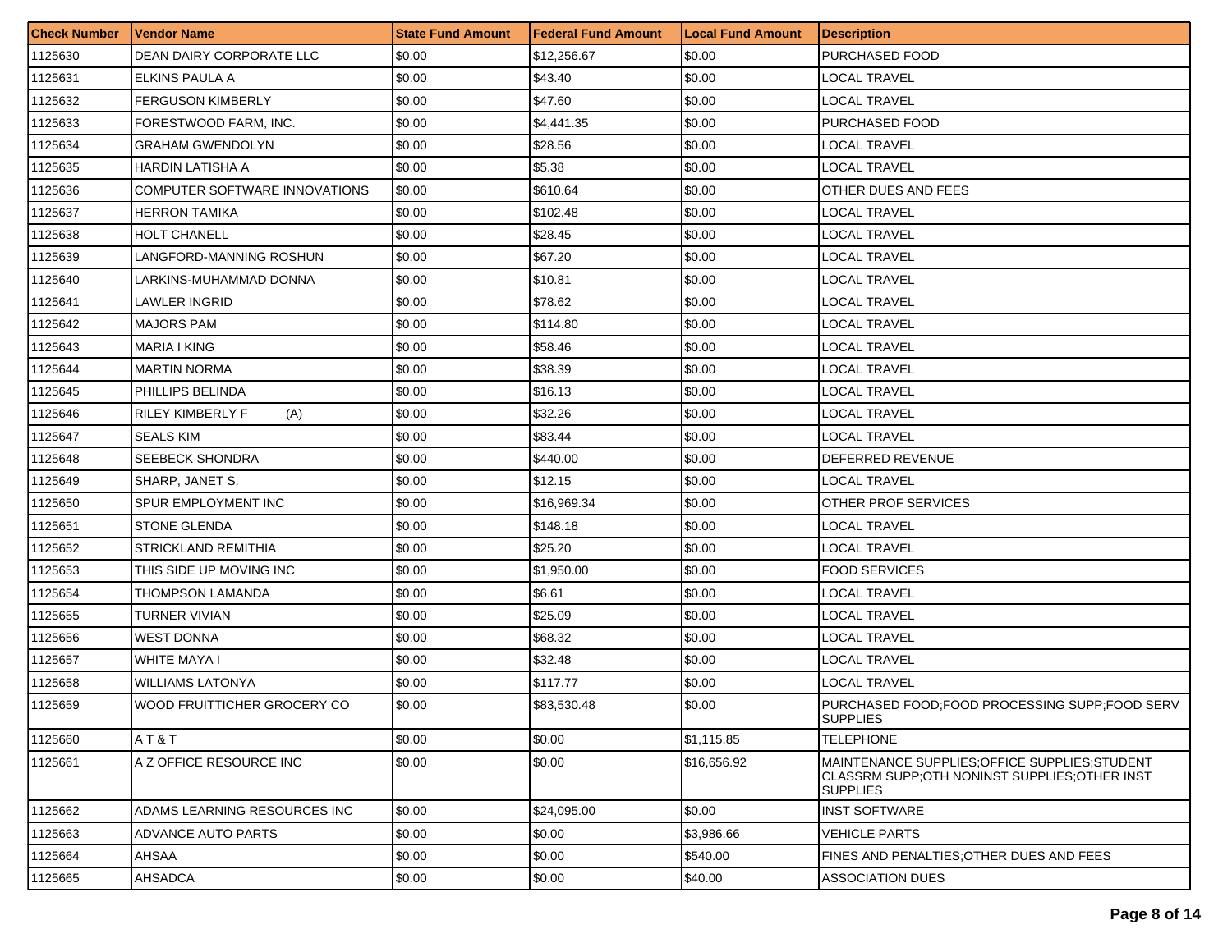| Check Number | Vendor Name | State Fund Amount | Federal Fund Amount | Local Fund Amount | Description |
|---|---|---|---|---|---|
| 1125630 | DEAN DAIRY CORPORATE LLC | $0.00 | $12,256.67 | $0.00 | PURCHASED FOOD |
| 1125631 | ELKINS PAULA A | $0.00 | $43.40 | $0.00 | LOCAL TRAVEL |
| 1125632 | FERGUSON KIMBERLY | $0.00 | $47.60 | $0.00 | LOCAL TRAVEL |
| 1125633 | FORESTWOOD FARM, INC. | $0.00 | $4,441.35 | $0.00 | PURCHASED FOOD |
| 1125634 | GRAHAM GWENDOLYN | $0.00 | $28.56 | $0.00 | LOCAL TRAVEL |
| 1125635 | HARDIN LATISHA A | $0.00 | $5.38 | $0.00 | LOCAL TRAVEL |
| 1125636 | COMPUTER SOFTWARE INNOVATIONS | $0.00 | $610.64 | $0.00 | OTHER DUES AND FEES |
| 1125637 | HERRON TAMIKA | $0.00 | $102.48 | $0.00 | LOCAL TRAVEL |
| 1125638 | HOLT CHANELL | $0.00 | $28.45 | $0.00 | LOCAL TRAVEL |
| 1125639 | LANGFORD-MANNING ROSHUN | $0.00 | $67.20 | $0.00 | LOCAL TRAVEL |
| 1125640 | LARKINS-MUHAMMAD DONNA | $0.00 | $10.81 | $0.00 | LOCAL TRAVEL |
| 1125641 | LAWLER INGRID | $0.00 | $78.62 | $0.00 | LOCAL TRAVEL |
| 1125642 | MAJORS PAM | $0.00 | $114.80 | $0.00 | LOCAL TRAVEL |
| 1125643 | MARIA I KING | $0.00 | $58.46 | $0.00 | LOCAL TRAVEL |
| 1125644 | MARTIN NORMA | $0.00 | $38.39 | $0.00 | LOCAL TRAVEL |
| 1125645 | PHILLIPS BELINDA | $0.00 | $16.13 | $0.00 | LOCAL TRAVEL |
| 1125646 | RILEY KIMBERLY F (A) | $0.00 | $32.26 | $0.00 | LOCAL TRAVEL |
| 1125647 | SEALS KIM | $0.00 | $83.44 | $0.00 | LOCAL TRAVEL |
| 1125648 | SEEBECK SHONDRA | $0.00 | $440.00 | $0.00 | DEFERRED REVENUE |
| 1125649 | SHARP, JANET S. | $0.00 | $12.15 | $0.00 | LOCAL TRAVEL |
| 1125650 | SPUR EMPLOYMENT INC | $0.00 | $16,969.34 | $0.00 | OTHER PROF SERVICES |
| 1125651 | STONE GLENDA | $0.00 | $148.18 | $0.00 | LOCAL TRAVEL |
| 1125652 | STRICKLAND REMITHIA | $0.00 | $25.20 | $0.00 | LOCAL TRAVEL |
| 1125653 | THIS SIDE UP MOVING INC | $0.00 | $1,950.00 | $0.00 | FOOD SERVICES |
| 1125654 | THOMPSON LAMANDA | $0.00 | $6.61 | $0.00 | LOCAL TRAVEL |
| 1125655 | TURNER VIVIAN | $0.00 | $25.09 | $0.00 | LOCAL TRAVEL |
| 1125656 | WEST DONNA | $0.00 | $68.32 | $0.00 | LOCAL TRAVEL |
| 1125657 | WHITE MAYA I | $0.00 | $32.48 | $0.00 | LOCAL TRAVEL |
| 1125658 | WILLIAMS LATONYA | $0.00 | $117.77 | $0.00 | LOCAL TRAVEL |
| 1125659 | WOOD FRUITTICHER GROCERY CO | $0.00 | $83,530.48 | $0.00 | PURCHASED FOOD;FOOD PROCESSING SUPP;FOOD SERV SUPPLIES |
| 1125660 | A T & T | $0.00 | $0.00 | $1,115.85 | TELEPHONE |
| 1125661 | A Z OFFICE RESOURCE INC | $0.00 | $0.00 | $16,656.92 | MAINTENANCE SUPPLIES;OFFICE SUPPLIES;STUDENT CLASSRM SUPP;OTH NONINST SUPPLIES;OTHER INST SUPPLIES |
| 1125662 | ADAMS LEARNING RESOURCES INC | $0.00 | $24,095.00 | $0.00 | INST SOFTWARE |
| 1125663 | ADVANCE AUTO PARTS | $0.00 | $0.00 | $3,986.66 | VEHICLE PARTS |
| 1125664 | AHSAA | $0.00 | $0.00 | $540.00 | FINES AND PENALTIES;OTHER DUES AND FEES |
| 1125665 | AHSADCA | $0.00 | $0.00 | $40.00 | ASSOCIATION DUES |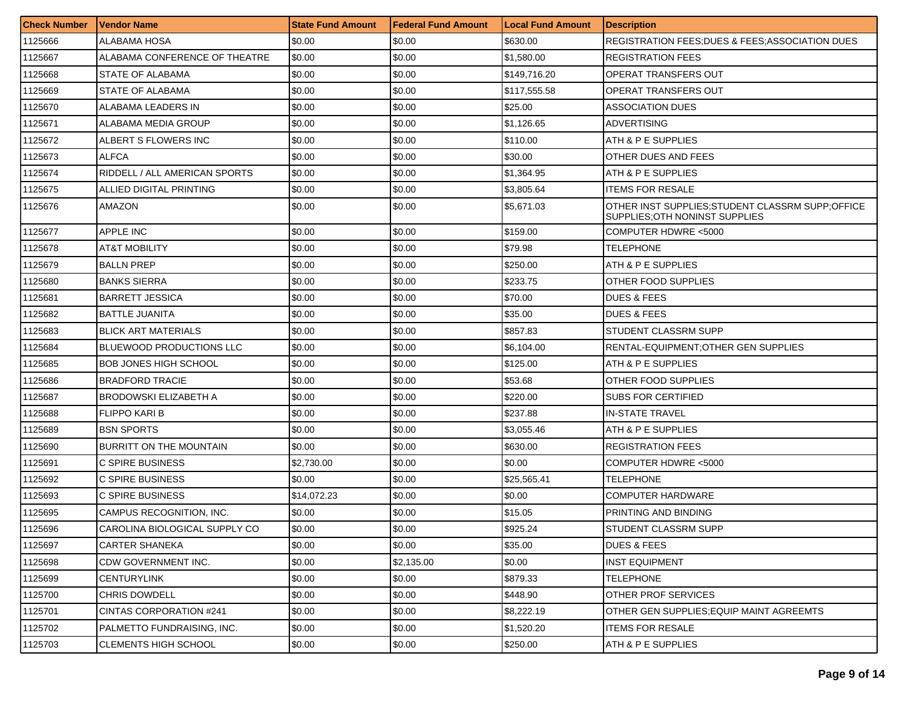| Check Number | Vendor Name | State Fund Amount | Federal Fund Amount | Local Fund Amount | Description |
|---|---|---|---|---|---|
| 1125666 | ALABAMA HOSA | $0.00 | $0.00 | $630.00 | REGISTRATION FEES;DUES & FEES;ASSOCIATION DUES |
| 1125667 | ALABAMA CONFERENCE OF THEATRE | $0.00 | $0.00 | $1,580.00 | REGISTRATION FEES |
| 1125668 | STATE OF ALABAMA | $0.00 | $0.00 | $149,716.20 | OPERAT TRANSFERS OUT |
| 1125669 | STATE OF ALABAMA | $0.00 | $0.00 | $117,555.58 | OPERAT TRANSFERS OUT |
| 1125670 | ALABAMA LEADERS IN | $0.00 | $0.00 | $25.00 | ASSOCIATION DUES |
| 1125671 | ALABAMA MEDIA GROUP | $0.00 | $0.00 | $1,126.65 | ADVERTISING |
| 1125672 | ALBERT S FLOWERS INC | $0.00 | $0.00 | $110.00 | ATH & P E SUPPLIES |
| 1125673 | ALFCA | $0.00 | $0.00 | $30.00 | OTHER DUES AND FEES |
| 1125674 | RIDDELL / ALL AMERICAN SPORTS | $0.00 | $0.00 | $1,364.95 | ATH & P E SUPPLIES |
| 1125675 | ALLIED DIGITAL PRINTING | $0.00 | $0.00 | $3,805.64 | ITEMS FOR RESALE |
| 1125676 | AMAZON | $0.00 | $0.00 | $5,671.03 | OTHER INST SUPPLIES;STUDENT CLASSRM SUPP;OFFICE SUPPLIES;OTH NONINST SUPPLIES |
| 1125677 | APPLE INC | $0.00 | $0.00 | $159.00 | COMPUTER HDWRE <5000 |
| 1125678 | AT&T MOBILITY | $0.00 | $0.00 | $79.98 | TELEPHONE |
| 1125679 | BALLN PREP | $0.00 | $0.00 | $250.00 | ATH & P E SUPPLIES |
| 1125680 | BANKS SIERRA | $0.00 | $0.00 | $233.75 | OTHER FOOD SUPPLIES |
| 1125681 | BARRETT JESSICA | $0.00 | $0.00 | $70.00 | DUES & FEES |
| 1125682 | BATTLE JUANITA | $0.00 | $0.00 | $35.00 | DUES & FEES |
| 1125683 | BLICK ART MATERIALS | $0.00 | $0.00 | $857.83 | STUDENT CLASSRM SUPP |
| 1125684 | BLUEWOOD PRODUCTIONS LLC | $0.00 | $0.00 | $6,104.00 | RENTAL-EQUIPMENT;OTHER GEN SUPPLIES |
| 1125685 | BOB JONES HIGH SCHOOL | $0.00 | $0.00 | $125.00 | ATH & P E SUPPLIES |
| 1125686 | BRADFORD TRACIE | $0.00 | $0.00 | $53.68 | OTHER FOOD SUPPLIES |
| 1125687 | BRODOWSKI ELIZABETH A | $0.00 | $0.00 | $220.00 | SUBS FOR CERTIFIED |
| 1125688 | FLIPPO KARI B | $0.00 | $0.00 | $237.88 | IN-STATE TRAVEL |
| 1125689 | BSN SPORTS | $0.00 | $0.00 | $3,055.46 | ATH & P E SUPPLIES |
| 1125690 | BURRITT ON THE MOUNTAIN | $0.00 | $0.00 | $630.00 | REGISTRATION FEES |
| 1125691 | C SPIRE BUSINESS | $2,730.00 | $0.00 | $0.00 | COMPUTER HDWRE <5000 |
| 1125692 | C SPIRE BUSINESS | $0.00 | $0.00 | $25,565.41 | TELEPHONE |
| 1125693 | C SPIRE BUSINESS | $14,072.23 | $0.00 | $0.00 | COMPUTER HARDWARE |
| 1125695 | CAMPUS RECOGNITION, INC. | $0.00 | $0.00 | $15.05 | PRINTING AND BINDING |
| 1125696 | CAROLINA BIOLOGICAL SUPPLY CO | $0.00 | $0.00 | $925.24 | STUDENT CLASSRM SUPP |
| 1125697 | CARTER SHANEKA | $0.00 | $0.00 | $35.00 | DUES & FEES |
| 1125698 | CDW GOVERNMENT INC. | $0.00 | $2,135.00 | $0.00 | INST EQUIPMENT |
| 1125699 | CENTURYLINK | $0.00 | $0.00 | $879.33 | TELEPHONE |
| 1125700 | CHRIS DOWDELL | $0.00 | $0.00 | $448.90 | OTHER PROF SERVICES |
| 1125701 | CINTAS CORPORATION #241 | $0.00 | $0.00 | $8,222.19 | OTHER GEN SUPPLIES;EQUIP MAINT AGREEMTS |
| 1125702 | PALMETTO FUNDRAISING, INC. | $0.00 | $0.00 | $1,520.20 | ITEMS FOR RESALE |
| 1125703 | CLEMENTS HIGH SCHOOL | $0.00 | $0.00 | $250.00 | ATH & P E SUPPLIES |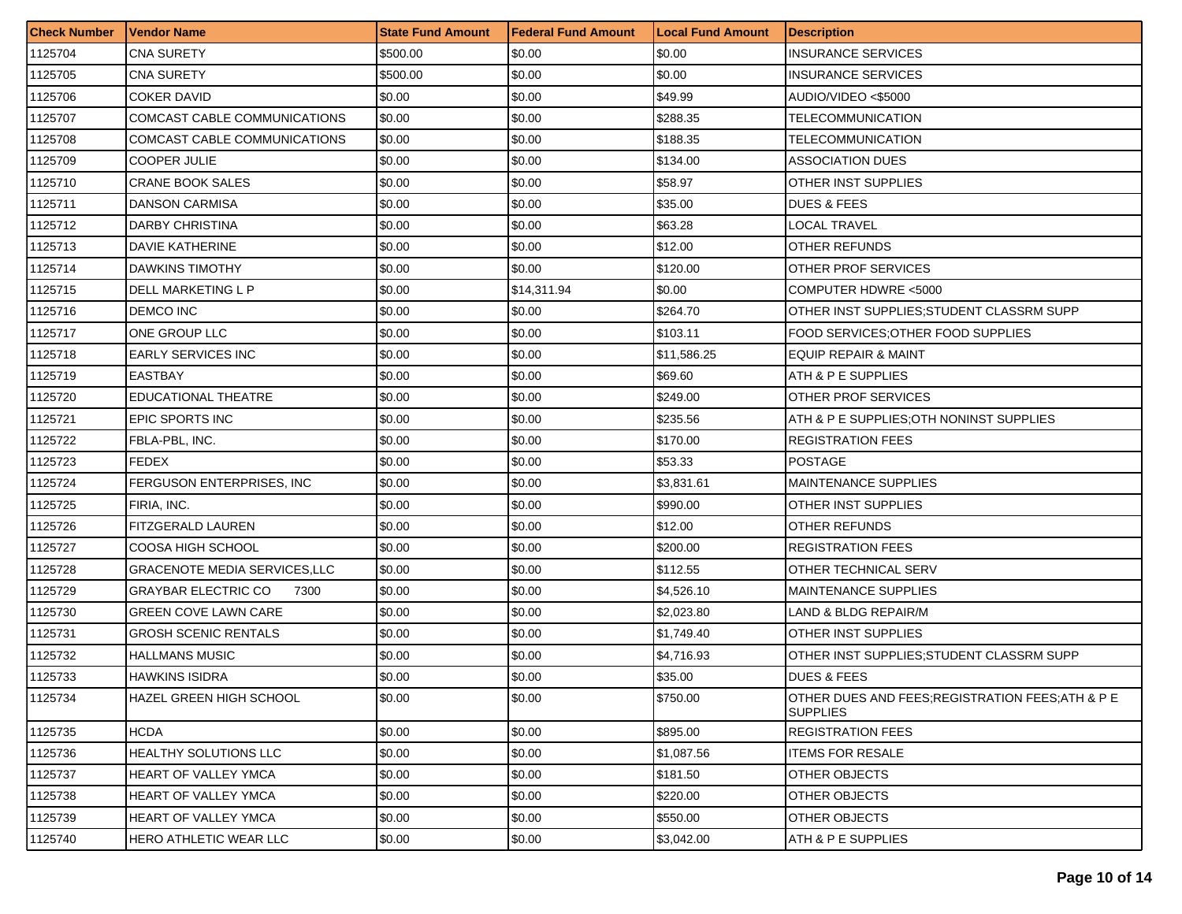| Check Number | Vendor Name | State Fund Amount | Federal Fund Amount | Local Fund Amount | Description |
|---|---|---|---|---|---|
| 1125704 | CNA SURETY | $500.00 | $0.00 | $0.00 | INSURANCE SERVICES |
| 1125705 | CNA SURETY | $500.00 | $0.00 | $0.00 | INSURANCE SERVICES |
| 1125706 | COKER DAVID | $0.00 | $0.00 | $49.99 | AUDIO/VIDEO <$5000 |
| 1125707 | COMCAST CABLE COMMUNICATIONS | $0.00 | $0.00 | $288.35 | TELECOMMUNICATION |
| 1125708 | COMCAST CABLE COMMUNICATIONS | $0.00 | $0.00 | $188.35 | TELECOMMUNICATION |
| 1125709 | COOPER JULIE | $0.00 | $0.00 | $134.00 | ASSOCIATION DUES |
| 1125710 | CRANE BOOK SALES | $0.00 | $0.00 | $58.97 | OTHER INST SUPPLIES |
| 1125711 | DANSON CARMISA | $0.00 | $0.00 | $35.00 | DUES & FEES |
| 1125712 | DARBY CHRISTINA | $0.00 | $0.00 | $63.28 | LOCAL TRAVEL |
| 1125713 | DAVIE KATHERINE | $0.00 | $0.00 | $12.00 | OTHER REFUNDS |
| 1125714 | DAWKINS TIMOTHY | $0.00 | $0.00 | $120.00 | OTHER PROF SERVICES |
| 1125715 | DELL MARKETING L P | $0.00 | $14,311.94 | $0.00 | COMPUTER HDWRE <5000 |
| 1125716 | DEMCO INC | $0.00 | $0.00 | $264.70 | OTHER INST SUPPLIES;STUDENT CLASSRM SUPP |
| 1125717 | ONE GROUP LLC | $0.00 | $0.00 | $103.11 | FOOD SERVICES;OTHER FOOD SUPPLIES |
| 1125718 | EARLY SERVICES INC | $0.00 | $0.00 | $11,586.25 | EQUIP REPAIR & MAINT |
| 1125719 | EASTBAY | $0.00 | $0.00 | $69.60 | ATH & P E SUPPLIES |
| 1125720 | EDUCATIONAL THEATRE | $0.00 | $0.00 | $249.00 | OTHER PROF SERVICES |
| 1125721 | EPIC SPORTS INC | $0.00 | $0.00 | $235.56 | ATH & P E SUPPLIES;OTH NONINST SUPPLIES |
| 1125722 | FBLA-PBL, INC. | $0.00 | $0.00 | $170.00 | REGISTRATION FEES |
| 1125723 | FEDEX | $0.00 | $0.00 | $53.33 | POSTAGE |
| 1125724 | FERGUSON ENTERPRISES, INC | $0.00 | $0.00 | $3,831.61 | MAINTENANCE SUPPLIES |
| 1125725 | FIRIA, INC. | $0.00 | $0.00 | $990.00 | OTHER INST SUPPLIES |
| 1125726 | FITZGERALD LAUREN | $0.00 | $0.00 | $12.00 | OTHER REFUNDS |
| 1125727 | COOSA HIGH SCHOOL | $0.00 | $0.00 | $200.00 | REGISTRATION FEES |
| 1125728 | GRACENOTE MEDIA SERVICES,LLC | $0.00 | $0.00 | $112.55 | OTHER TECHNICAL SERV |
| 1125729 | GRAYBAR ELECTRIC CO 7300 | $0.00 | $0.00 | $4,526.10 | MAINTENANCE SUPPLIES |
| 1125730 | GREEN COVE LAWN CARE | $0.00 | $0.00 | $2,023.80 | LAND & BLDG REPAIR/M |
| 1125731 | GROSH SCENIC RENTALS | $0.00 | $0.00 | $1,749.40 | OTHER INST SUPPLIES |
| 1125732 | HALLMANS MUSIC | $0.00 | $0.00 | $4,716.93 | OTHER INST SUPPLIES;STUDENT CLASSRM SUPP |
| 1125733 | HAWKINS ISIDRA | $0.00 | $0.00 | $35.00 | DUES & FEES |
| 1125734 | HAZEL GREEN HIGH SCHOOL | $0.00 | $0.00 | $750.00 | OTHER DUES AND FEES;REGISTRATION FEES;ATH & P E SUPPLIES |
| 1125735 | HCDA | $0.00 | $0.00 | $895.00 | REGISTRATION FEES |
| 1125736 | HEALTHY SOLUTIONS LLC | $0.00 | $0.00 | $1,087.56 | ITEMS FOR RESALE |
| 1125737 | HEART OF VALLEY YMCA | $0.00 | $0.00 | $181.50 | OTHER OBJECTS |
| 1125738 | HEART OF VALLEY YMCA | $0.00 | $0.00 | $220.00 | OTHER OBJECTS |
| 1125739 | HEART OF VALLEY YMCA | $0.00 | $0.00 | $550.00 | OTHER OBJECTS |
| 1125740 | HERO ATHLETIC WEAR LLC | $0.00 | $0.00 | $3,042.00 | ATH & P E SUPPLIES |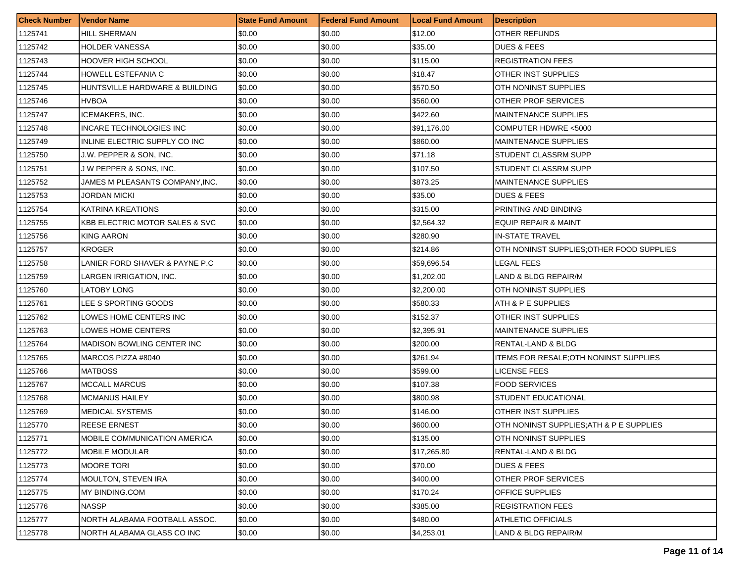| Check Number | Vendor Name | State Fund Amount | Federal Fund Amount | Local Fund Amount | Description |
|---|---|---|---|---|---|
| 1125741 | HILL SHERMAN | $0.00 | $0.00 | $12.00 | OTHER REFUNDS |
| 1125742 | HOLDER VANESSA | $0.00 | $0.00 | $35.00 | DUES & FEES |
| 1125743 | HOOVER HIGH SCHOOL | $0.00 | $0.00 | $115.00 | REGISTRATION FEES |
| 1125744 | HOWELL ESTEFANIA C | $0.00 | $0.00 | $18.47 | OTHER INST SUPPLIES |
| 1125745 | HUNTSVILLE HARDWARE & BUILDING | $0.00 | $0.00 | $570.50 | OTH NONINST SUPPLIES |
| 1125746 | HVBOA | $0.00 | $0.00 | $560.00 | OTHER PROF SERVICES |
| 1125747 | ICEMAKERS, INC. | $0.00 | $0.00 | $422.60 | MAINTENANCE SUPPLIES |
| 1125748 | INCARE TECHNOLOGIES INC | $0.00 | $0.00 | $91,176.00 | COMPUTER HDWRE <5000 |
| 1125749 | INLINE ELECTRIC SUPPLY CO INC | $0.00 | $0.00 | $860.00 | MAINTENANCE SUPPLIES |
| 1125750 | J.W. PEPPER & SON, INC. | $0.00 | $0.00 | $71.18 | STUDENT CLASSRM SUPP |
| 1125751 | J W PEPPER & SONS, INC. | $0.00 | $0.00 | $107.50 | STUDENT CLASSRM SUPP |
| 1125752 | JAMES M PLEASANTS COMPANY,INC. | $0.00 | $0.00 | $873.25 | MAINTENANCE SUPPLIES |
| 1125753 | JORDAN MICKI | $0.00 | $0.00 | $35.00 | DUES & FEES |
| 1125754 | KATRINA KREATIONS | $0.00 | $0.00 | $315.00 | PRINTING AND BINDING |
| 1125755 | KBB ELECTRIC MOTOR SALES & SVC | $0.00 | $0.00 | $2,564.32 | EQUIP REPAIR & MAINT |
| 1125756 | KING AARON | $0.00 | $0.00 | $280.90 | IN-STATE TRAVEL |
| 1125757 | KROGER | $0.00 | $0.00 | $214.86 | OTH NONINST SUPPLIES;OTHER FOOD SUPPLIES |
| 1125758 | LANIER FORD SHAVER & PAYNE P.C | $0.00 | $0.00 | $59,696.54 | LEGAL FEES |
| 1125759 | LARGEN IRRIGATION, INC. | $0.00 | $0.00 | $1,202.00 | LAND & BLDG REPAIR/M |
| 1125760 | LATOBY LONG | $0.00 | $0.00 | $2,200.00 | OTH NONINST SUPPLIES |
| 1125761 | LEE S SPORTING GOODS | $0.00 | $0.00 | $580.33 | ATH & P E SUPPLIES |
| 1125762 | LOWES HOME CENTERS INC | $0.00 | $0.00 | $152.37 | OTHER INST SUPPLIES |
| 1125763 | LOWES HOME CENTERS | $0.00 | $0.00 | $2,395.91 | MAINTENANCE SUPPLIES |
| 1125764 | MADISON BOWLING CENTER INC | $0.00 | $0.00 | $200.00 | RENTAL-LAND & BLDG |
| 1125765 | MARCOS PIZZA #8040 | $0.00 | $0.00 | $261.94 | ITEMS FOR RESALE;OTH NONINST SUPPLIES |
| 1125766 | MATBOSS | $0.00 | $0.00 | $599.00 | LICENSE FEES |
| 1125767 | MCCALL MARCUS | $0.00 | $0.00 | $107.38 | FOOD SERVICES |
| 1125768 | MCMANUS HAILEY | $0.00 | $0.00 | $800.98 | STUDENT EDUCATIONAL |
| 1125769 | MEDICAL SYSTEMS | $0.00 | $0.00 | $146.00 | OTHER INST SUPPLIES |
| 1125770 | REESE ERNEST | $0.00 | $0.00 | $600.00 | OTH NONINST SUPPLIES;ATH & P E SUPPLIES |
| 1125771 | MOBILE COMMUNICATION AMERICA | $0.00 | $0.00 | $135.00 | OTH NONINST SUPPLIES |
| 1125772 | MOBILE MODULAR | $0.00 | $0.00 | $17,265.80 | RENTAL-LAND & BLDG |
| 1125773 | MOORE TORI | $0.00 | $0.00 | $70.00 | DUES & FEES |
| 1125774 | MOULTON, STEVEN IRA | $0.00 | $0.00 | $400.00 | OTHER PROF SERVICES |
| 1125775 | MY BINDING.COM | $0.00 | $0.00 | $170.24 | OFFICE SUPPLIES |
| 1125776 | NASSP | $0.00 | $0.00 | $385.00 | REGISTRATION FEES |
| 1125777 | NORTH ALABAMA FOOTBALL ASSOC. | $0.00 | $0.00 | $480.00 | ATHLETIC OFFICIALS |
| 1125778 | NORTH ALABAMA GLASS CO INC | $0.00 | $0.00 | $4,253.01 | LAND & BLDG REPAIR/M |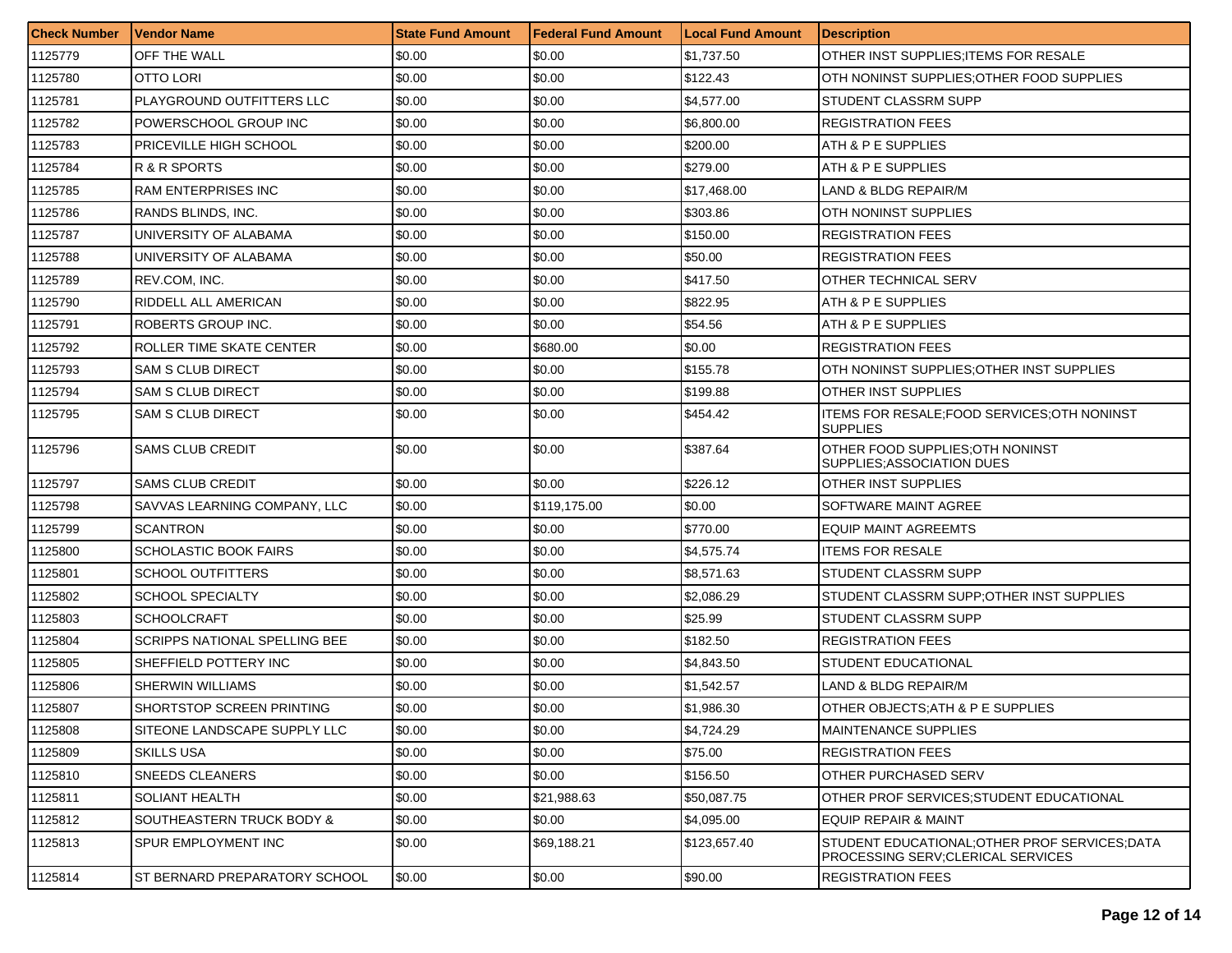| Check Number | Vendor Name | State Fund Amount | Federal Fund Amount | Local Fund Amount | Description |
|---|---|---|---|---|---|
| 1125779 | OFF THE WALL | $0.00 | $0.00 | $1,737.50 | OTHER INST SUPPLIES;ITEMS FOR RESALE |
| 1125780 | OTTO LORI | $0.00 | $0.00 | $122.43 | OTH NONINST SUPPLIES;OTHER FOOD SUPPLIES |
| 1125781 | PLAYGROUND OUTFITTERS LLC | $0.00 | $0.00 | $4,577.00 | STUDENT CLASSRM SUPP |
| 1125782 | POWERSCHOOL GROUP INC | $0.00 | $0.00 | $6,800.00 | REGISTRATION FEES |
| 1125783 | PRICEVILLE HIGH SCHOOL | $0.00 | $0.00 | $200.00 | ATH & P E SUPPLIES |
| 1125784 | R & R SPORTS | $0.00 | $0.00 | $279.00 | ATH & P E SUPPLIES |
| 1125785 | RAM ENTERPRISES INC | $0.00 | $0.00 | $17,468.00 | LAND & BLDG REPAIR/M |
| 1125786 | RANDS BLINDS, INC. | $0.00 | $0.00 | $303.86 | OTH NONINST SUPPLIES |
| 1125787 | UNIVERSITY OF ALABAMA | $0.00 | $0.00 | $150.00 | REGISTRATION FEES |
| 1125788 | UNIVERSITY OF ALABAMA | $0.00 | $0.00 | $50.00 | REGISTRATION FEES |
| 1125789 | REV.COM, INC. | $0.00 | $0.00 | $417.50 | OTHER TECHNICAL SERV |
| 1125790 | RIDDELL ALL AMERICAN | $0.00 | $0.00 | $822.95 | ATH & P E SUPPLIES |
| 1125791 | ROBERTS GROUP INC. | $0.00 | $0.00 | $54.56 | ATH & P E SUPPLIES |
| 1125792 | ROLLER TIME SKATE CENTER | $0.00 | $680.00 | $0.00 | REGISTRATION FEES |
| 1125793 | SAM S CLUB DIRECT | $0.00 | $0.00 | $155.78 | OTH NONINST SUPPLIES;OTHER INST SUPPLIES |
| 1125794 | SAM S CLUB DIRECT | $0.00 | $0.00 | $199.88 | OTHER INST SUPPLIES |
| 1125795 | SAM S CLUB DIRECT | $0.00 | $0.00 | $454.42 | ITEMS FOR RESALE;FOOD SERVICES;OTH NONINST SUPPLIES |
| 1125796 | SAMS CLUB CREDIT | $0.00 | $0.00 | $387.64 | OTHER FOOD SUPPLIES;OTH NONINST SUPPLIES;ASSOCIATION DUES |
| 1125797 | SAMS CLUB CREDIT | $0.00 | $0.00 | $226.12 | OTHER INST SUPPLIES |
| 1125798 | SAVVAS LEARNING COMPANY, LLC | $0.00 | $119,175.00 | $0.00 | SOFTWARE MAINT AGREE |
| 1125799 | SCANTRON | $0.00 | $0.00 | $770.00 | EQUIP MAINT AGREEMTS |
| 1125800 | SCHOLASTIC BOOK FAIRS | $0.00 | $0.00 | $4,575.74 | ITEMS FOR RESALE |
| 1125801 | SCHOOL OUTFITTERS | $0.00 | $0.00 | $8,571.63 | STUDENT CLASSRM SUPP |
| 1125802 | SCHOOL SPECIALTY | $0.00 | $0.00 | $2,086.29 | STUDENT CLASSRM SUPP;OTHER INST SUPPLIES |
| 1125803 | SCHOOLCRAFT | $0.00 | $0.00 | $25.99 | STUDENT CLASSRM SUPP |
| 1125804 | SCRIPPS NATIONAL SPELLING BEE | $0.00 | $0.00 | $182.50 | REGISTRATION FEES |
| 1125805 | SHEFFIELD POTTERY INC | $0.00 | $0.00 | $4,843.50 | STUDENT EDUCATIONAL |
| 1125806 | SHERWIN WILLIAMS | $0.00 | $0.00 | $1,542.57 | LAND & BLDG REPAIR/M |
| 1125807 | SHORTSTOP SCREEN PRINTING | $0.00 | $0.00 | $1,986.30 | OTHER OBJECTS;ATH & P E SUPPLIES |
| 1125808 | SITEONE LANDSCAPE SUPPLY LLC | $0.00 | $0.00 | $4,724.29 | MAINTENANCE SUPPLIES |
| 1125809 | SKILLS USA | $0.00 | $0.00 | $75.00 | REGISTRATION FEES |
| 1125810 | SNEEDS CLEANERS | $0.00 | $0.00 | $156.50 | OTHER PURCHASED SERV |
| 1125811 | SOLIANT HEALTH | $0.00 | $21,988.63 | $50,087.75 | OTHER PROF SERVICES;STUDENT EDUCATIONAL |
| 1125812 | SOUTHEASTERN TRUCK BODY & | $0.00 | $0.00 | $4,095.00 | EQUIP REPAIR & MAINT |
| 1125813 | SPUR EMPLOYMENT INC | $0.00 | $69,188.21 | $123,657.40 | STUDENT EDUCATIONAL;OTHER PROF SERVICES;DATA PROCESSING SERV;CLERICAL SERVICES |
| 1125814 | ST BERNARD PREPARATORY SCHOOL | $0.00 | $0.00 | $90.00 | REGISTRATION FEES |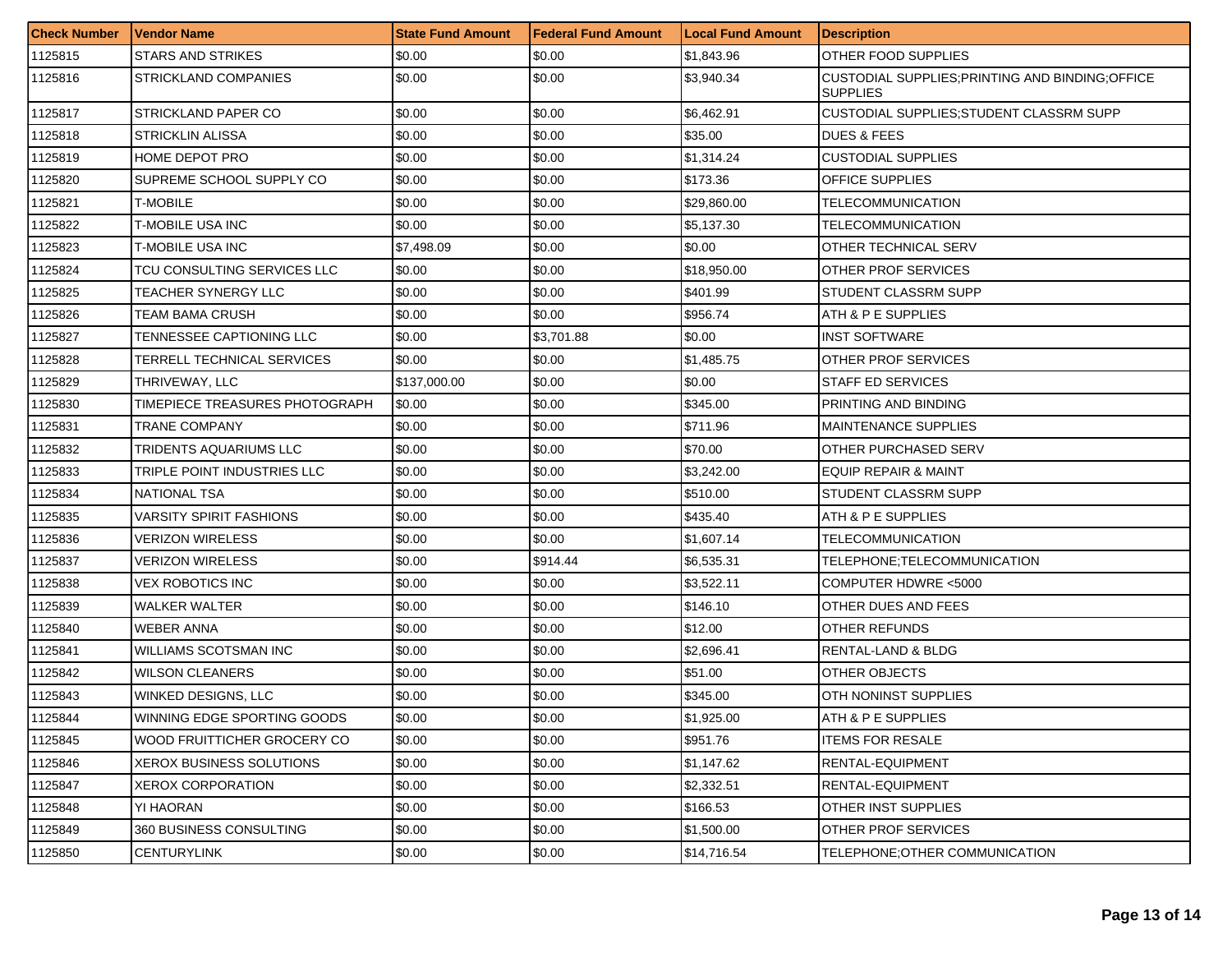| Check Number | Vendor Name | State Fund Amount | Federal Fund Amount | Local Fund Amount | Description |
|---|---|---|---|---|---|
| 1125815 | STARS AND STRIKES | $0.00 | $0.00 | $1,843.96 | OTHER FOOD SUPPLIES |
| 1125816 | STRICKLAND COMPANIES | $0.00 | $0.00 | $3,940.34 | CUSTODIAL SUPPLIES;PRINTING AND BINDING;OFFICE SUPPLIES |
| 1125817 | STRICKLAND PAPER CO | $0.00 | $0.00 | $6,462.91 | CUSTODIAL SUPPLIES;STUDENT CLASSRM SUPP |
| 1125818 | STRICKLIN ALISSA | $0.00 | $0.00 | $35.00 | DUES & FEES |
| 1125819 | HOME DEPOT PRO | $0.00 | $0.00 | $1,314.24 | CUSTODIAL SUPPLIES |
| 1125820 | SUPREME SCHOOL SUPPLY CO | $0.00 | $0.00 | $173.36 | OFFICE SUPPLIES |
| 1125821 | T-MOBILE | $0.00 | $0.00 | $29,860.00 | TELECOMMUNICATION |
| 1125822 | T-MOBILE USA INC | $0.00 | $0.00 | $5,137.30 | TELECOMMUNICATION |
| 1125823 | T-MOBILE USA INC | $7,498.09 | $0.00 | $0.00 | OTHER TECHNICAL SERV |
| 1125824 | TCU CONSULTING SERVICES LLC | $0.00 | $0.00 | $18,950.00 | OTHER PROF SERVICES |
| 1125825 | TEACHER SYNERGY LLC | $0.00 | $0.00 | $401.99 | STUDENT CLASSRM SUPP |
| 1125826 | TEAM BAMA CRUSH | $0.00 | $0.00 | $956.74 | ATH & P E SUPPLIES |
| 1125827 | TENNESSEE CAPTIONING LLC | $0.00 | $3,701.88 | $0.00 | INST SOFTWARE |
| 1125828 | TERRELL TECHNICAL SERVICES | $0.00 | $0.00 | $1,485.75 | OTHER PROF SERVICES |
| 1125829 | THRIVEWAY, LLC | $137,000.00 | $0.00 | $0.00 | STAFF ED SERVICES |
| 1125830 | TIMEPIECE TREASURES PHOTOGRAPH | $0.00 | $0.00 | $345.00 | PRINTING AND BINDING |
| 1125831 | TRANE COMPANY | $0.00 | $0.00 | $711.96 | MAINTENANCE SUPPLIES |
| 1125832 | TRIDENTS AQUARIUMS LLC | $0.00 | $0.00 | $70.00 | OTHER PURCHASED SERV |
| 1125833 | TRIPLE POINT INDUSTRIES LLC | $0.00 | $0.00 | $3,242.00 | EQUIP REPAIR & MAINT |
| 1125834 | NATIONAL TSA | $0.00 | $0.00 | $510.00 | STUDENT CLASSRM SUPP |
| 1125835 | VARSITY SPIRIT FASHIONS | $0.00 | $0.00 | $435.40 | ATH & P E SUPPLIES |
| 1125836 | VERIZON WIRELESS | $0.00 | $0.00 | $1,607.14 | TELECOMMUNICATION |
| 1125837 | VERIZON WIRELESS | $0.00 | $914.44 | $6,535.31 | TELEPHONE;TELECOMMUNICATION |
| 1125838 | VEX ROBOTICS INC | $0.00 | $0.00 | $3,522.11 | COMPUTER HDWRE <5000 |
| 1125839 | WALKER WALTER | $0.00 | $0.00 | $146.10 | OTHER DUES AND FEES |
| 1125840 | WEBER ANNA | $0.00 | $0.00 | $12.00 | OTHER REFUNDS |
| 1125841 | WILLIAMS SCOTSMAN INC | $0.00 | $0.00 | $2,696.41 | RENTAL-LAND & BLDG |
| 1125842 | WILSON CLEANERS | $0.00 | $0.00 | $51.00 | OTHER OBJECTS |
| 1125843 | WINKED DESIGNS, LLC | $0.00 | $0.00 | $345.00 | OTH NONINST SUPPLIES |
| 1125844 | WINNING EDGE SPORTING GOODS | $0.00 | $0.00 | $1,925.00 | ATH & P E SUPPLIES |
| 1125845 | WOOD FRUITTICHER GROCERY CO | $0.00 | $0.00 | $951.76 | ITEMS FOR RESALE |
| 1125846 | XEROX BUSINESS SOLUTIONS | $0.00 | $0.00 | $1,147.62 | RENTAL-EQUIPMENT |
| 1125847 | XEROX CORPORATION | $0.00 | $0.00 | $2,332.51 | RENTAL-EQUIPMENT |
| 1125848 | YI HAORAN | $0.00 | $0.00 | $166.53 | OTHER INST SUPPLIES |
| 1125849 | 360 BUSINESS CONSULTING | $0.00 | $0.00 | $1,500.00 | OTHER PROF SERVICES |
| 1125850 | CENTURYLINK | $0.00 | $0.00 | $14,716.54 | TELEPHONE;OTHER COMMUNICATION |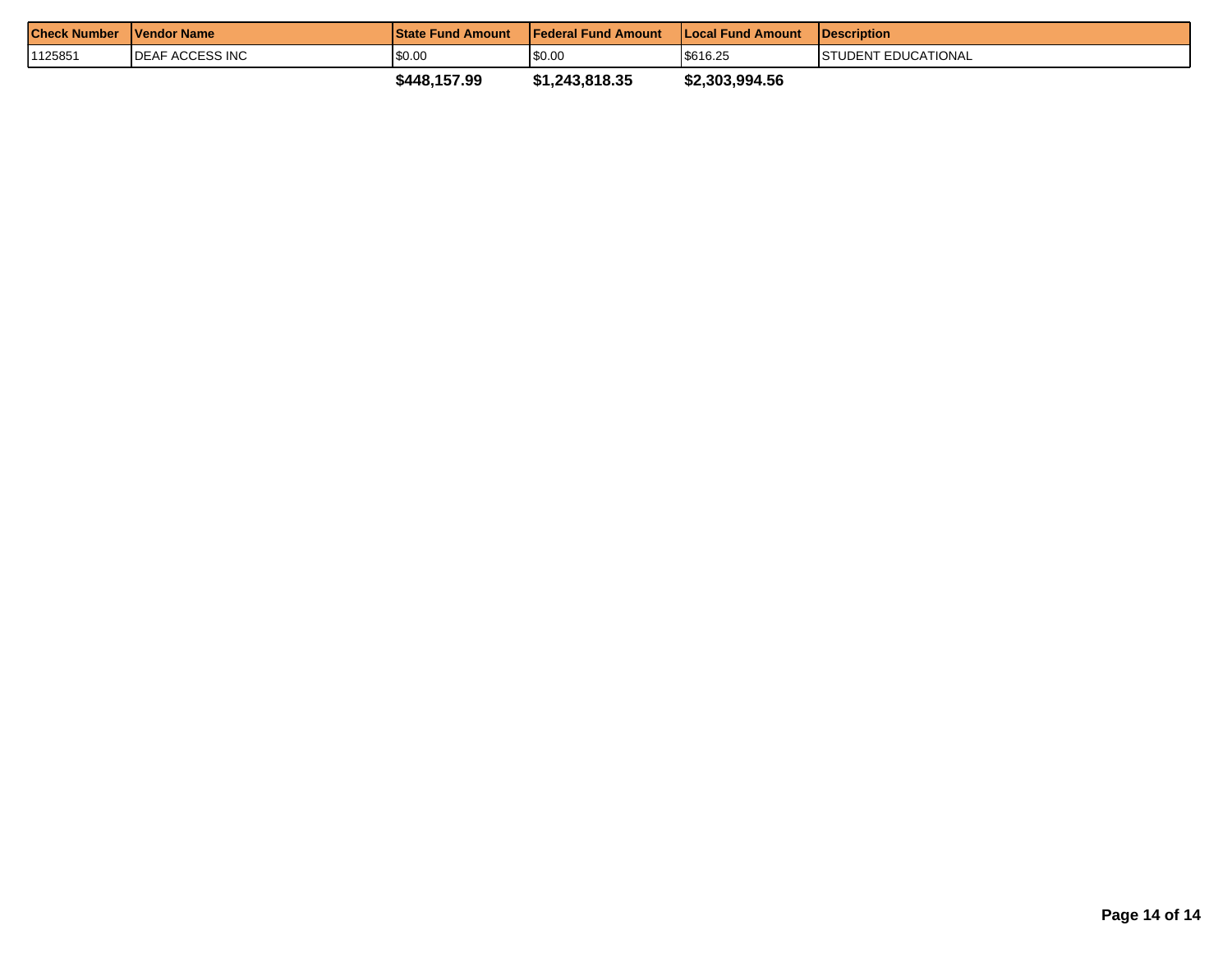| Check Number | Vendor Name | State Fund Amount | Federal Fund Amount | Local Fund Amount | Description |
|---|---|---|---|---|---|
| 1125851 | DEAF ACCESS INC | $0.00 | $0.00 | $616.25 | STUDENT EDUCATIONAL |
| | | **$448,157.99** | **$1,243,818.35** | **$2,303,994.56** | |